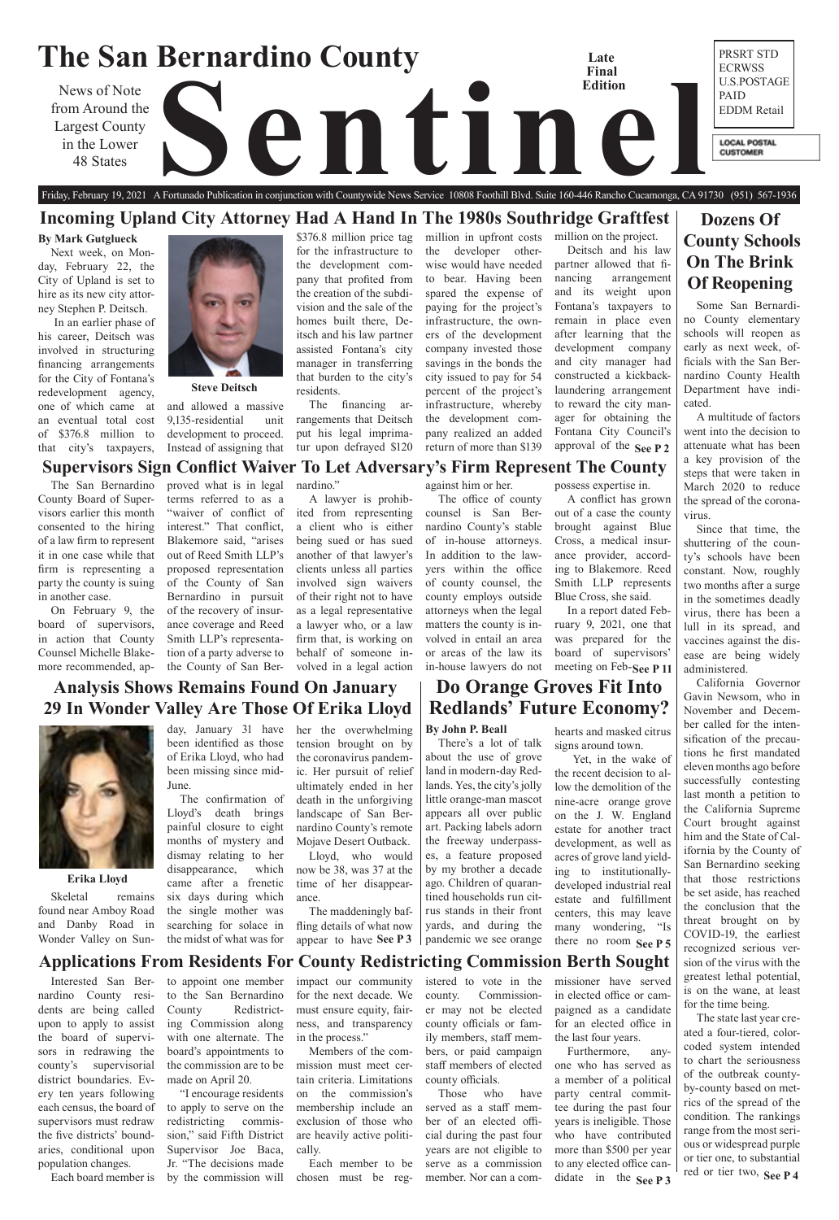# The San Bernardino County Sentinel

News of Note from Around the Largest County in the Lower 48 States

Late Final Edition

PRSRT STD ECRWSS U.S.POSTAGE PAID EDDM Retail

LOCAL POSTAL CUSTOMER

Friday, February 19, 2021 A Fortunado Publication in conjunction with Countywide News Service 10808 Foothill Blvd. Suite 160-446 Rancho Cucamonga, CA 91730 (951) 567-1936

## Incoming Upland City Attorney Had A Hand In The 1980s Southridge Graftfest

**By Mark Gutglueck**

Next week, on Monday, February 22, the City of Upland is set to hire as its new city attorney Stephen P. Deitsch.

In an earlier phase of his career, Deitsch was involved in structuring financing arrangements for the City of Fontana's redevelopment agency, one of which came at an eventual total cost of $376.8 million to that city's taxpayers, and allowed a massive 9,135-residential unit development to proceed. Instead of assigning that $376.8 million price tag for the infrastructure to the development company that profited from the creation of the subdivision and the sale of the homes built there, Deitsch and his law partner assisted Fontana's city manager in transferring that burden to the city's residents.

Steve Deitsch

The financing arrangements that Deitsch put his legal imprimatur upon defrayed $120 million in upfront costs the developer otherwise would have needed to bear. Having been spared the expense of paying for the project's infrastructure, the owners of the development company invested those savings in the bonds the city issued to pay for 54 percent of the project's infrastructure, whereby the development company realized an added return of more than $139 million on the project.

Deitsch and his law partner allowed that financing arrangement and its weight upon Fontana's taxpayers to remain in place even after learning that the development company and city manager had constructed a kickback-laundering arrangement to reward the city manager for obtaining the Fontana City Council's approval of the **See P 2**

## Supervisors Sign Conflict Waiver To Let Adversary's Firm Represent The County

The San Bernardino County Board of Supervisors earlier this month consented to the hiring of a law firm to represent it in one case while that firm is representing a party the county is suing in another case.

On February 9, the board of supervisors, in action that County Counsel Michelle Blakemore recommended, approved what is in legal terms referred to as a "waiver of conflict of interest." That conflict, Blakemore said, "arises out of Reed Smith LLP's proposed representation of the County of San Bernardino in pursuit of the recovery of insurance coverage and Reed Smith LLP's representation of a party adverse to the County of San Bernardino."

A lawyer is prohibited from representing a client who is either being sued or has sued another of that lawyer's clients unless all parties involved sign waivers of their right not to have as a legal representative a lawyer who, or a law firm that, is working on behalf of someone involved in a legal action against him or her.

The office of county counsel is San Bernardino County's stable of in-house attorneys. In addition to the lawyers within the office of county counsel, the county employs outside attorneys when the legal matters the county is involved in entail an area or areas of the law its in-house lawyers do not possess expertise in.

A conflict has grown out of a case the county brought against Blue Cross, a medical insurance provider, according to Blakemore. Reed Smith LLP represents Blue Cross, she said.

In a report dated February 9, 2021, one that was prepared for the board of supervisors' meeting on Feb- **See P 11**

## Analysis Shows Remains Found On January 29 In Wonder Valley Are Those Of Erika Lloyd

Erika Lloyd

Skeletal remains found near Amboy Road and Danby Road in Wonder Valley on Sunday, January 31 have been identified as those of Erika Lloyd, who had been missing since mid-June.

The confirmation of Lloyd's death brings painful closure to eight months of mystery and dismay relating to her disappearance, which came after a frenetic six days during which the single mother was searching for solace in the midst of what was for her the overwhelming tension brought on by the coronavirus pandemic. Her pursuit of relief ultimately ended in her death in the unforgiving landscape of San Bernardino County's remote Mojave Desert Outback.

Lloyd, who would now be 38, was 37 at the time of her disappearance.

The maddeningly baffling details of what now appear to have **See P 3**

## Do Orange Groves Fit Into Redlands' Future Economy?

**By John P. Beall**

There's a lot of talk about the use of grove land in modern-day Redlands. Yes, the city's jolly little orange-man mascot appears all over public art. Packing labels adorn the freeway underpasses, a feature proposed by my brother a decade ago. Children of quarantined households run citrus stands in their front yards, and during the pandemic we see orange hearts and masked citrus signs around town.

Yet, in the wake of the recent decision to allow the demolition of the nine-acre orange grove on the J. W. England estate for another tract development, as well as acres of grove land yielding to institutionally-developed industrial real estate and fulfillment centers, this may leave many wondering, "Is there no room **See P 5**

## Dozens Of County Schools On The Brink Of Reopening

Some San Bernardino County elementary schools will reopen as early as next week, officials with the San Bernardino County Health Department have indicated.

A multitude of factors went into the decision to attenuate what has been a key provision of the steps that were taken in March 2020 to reduce the spread of the coronavirus.

Since that time, the shuttering of the county's schools have been constant. Now, roughly two months after a surge in the sometimes deadly virus, there has been a lull in its spread, and vaccines against the disease are being widely administered.

California Governor Gavin Newsom, who in November and December called for the intensification of the precautions he first mandated eleven months ago before successfully contesting last month a petition to the California Supreme Court brought against him and the State of California by the County of San Bernardino seeking that those restrictions be set aside, has reached the conclusion that the threat brought on by COVID-19, the earliest recognized serious version of the virus with the greatest lethal potential, is on the wane, at least for the time being.

The state last year created a four-tiered, color-coded system intended to chart the seriousness of the outbreak county-by-county based on metrics of the spread of the condition. The rankings range from the most serious or widespread purple or tier one, to substantial red or tier two, **See P 4**

## Applications From Residents For County Redistricting Commission Berth Sought

Interested San Bernardino County residents are being called upon to apply to assist the board of supervisors in redrawing the county's supervisorial district boundaries. Every ten years following each census, the board of supervisors must redraw the five districts' boundaries, conditional upon population changes.

Each board member is to appoint one member to the San Bernardino County Redistricting Commission along with one alternate. The board's appointments to the commission are to be made on April 20.

"I encourage residents to apply to serve on the redistricting commission," said Fifth District Supervisor Joe Baca, Jr. "The decisions made by the commission will impact our community for the next decade. We must ensure equity, fairness, and transparency in the process."

Members of the commission must meet certain criteria. Limitations on the commission's membership include an exclusion of those who are heavily active politically.

Each member to be chosen must be registered to vote in the county. Commissioner may not be elected county officials or family members, staff members, or paid campaign staff members of elected county officials.

Those who have served as a staff member of an elected official during the past four years are not eligible to serve as a commission member. Nor can a commissioner have served in elected office or campaigned as a candidate for an elected office in the last four years.

Furthermore, anyone who has served as a member of a political party central committee during the past four years is ineligible. Those who have contributed more than $500 per year to any elected office candidate in the **See P 3**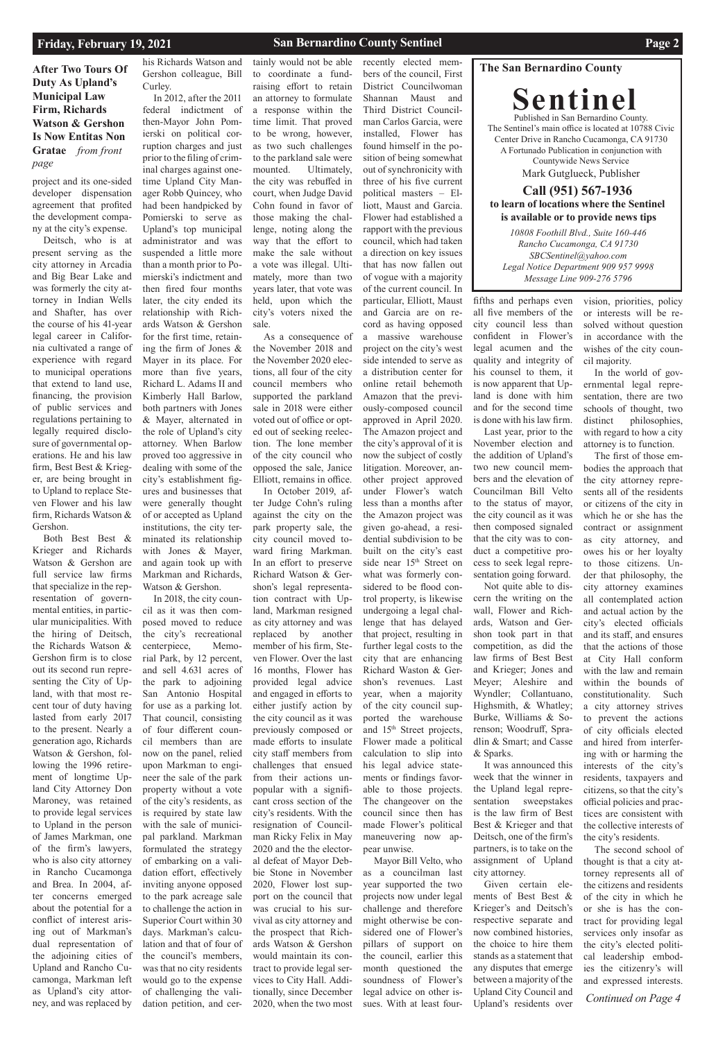### After Two Tours Of Duty As Upland's Municipal Law Firm, Richards Watson & Gershon Is Now Entitas Non Gratae *from front page*

project and its one-sided developer dispensation agreement that profited the development company at the city's expense.

Deitsch, who is at present serving as the city attorney in Arcadia and Big Bear Lake and was formerly the city attorney in Indian Wells and Shafter, has over the course of his 41-year legal career in California cultivated a range of experience with regard to municipal operations that extend to land use, financing, the provision of public services and regulations pertaining to legally required disclosure of governmental operations. He and his law firm, Best Best & Krieger, are being brought in to Upland to replace Steven Flower and his law firm, Richards Watson & Gershon.

Both Best Best & Krieger and Richards Watson & Gershon are full service law firms that specialize in the representation of governmental entities, in particular municipalities. With the hiring of Deitsch, the Richards Watson & Gershon firm is to close out its second run representing the City of Upland, with that most recent tour of duty having lasted from early 2017 to the present. Nearly a generation ago, Richards Watson & Gershon, following the 1996 retirement of longtime Upland City Attorney Don Maroney, was retained to provide legal services to Upland in the person of James Markman, one of the firm's lawyers, who is also city attorney in Rancho Cucamonga and Brea. In 2004, after concerns emerged about the potential for a conflict of interest arising out of Markman's dual representation of the adjoining cities of Upland and Rancho Cucamonga, Markman left as Upland's city attorney, and was replaced by his Richards Watson and Gershon colleague, Bill Curley.

In 2012, after the 2011 federal indictment of then-Mayor John Pomierski on political corruption charges and just prior to the filing of criminal charges against onetime Upland City Manager Robb Quincey, who had been handpicked by Pomierski to serve as Upland's top municipal administrator and was suspended a little more than a month prior to Pomierski's indictment and then fired four months later, the city ended its relationship with Richards Watson & Gershon for the first time, retaining the firm of Jones & Mayer in its place. For more than five years, Richard L. Adams II and Kimberly Hall Barlow, both partners with Jones & Mayer, alternated in the role of Upland's city attorney. When Barlow proved too aggressive in dealing with some of the city's establishment figures and businesses that were generally thought of or accepted as Upland institutions, the city terminated its relationship with Jones & Mayer, and again took up with Markman and Richards, Watson & Gershon.

In 2018, the city council as it was then composed moved to reduce the city's recreational centerpiece, Memorial Park, by 12 percent, and sell 4.631 acres of the park to adjoining San Antonio Hospital for use as a parking lot. That council, consisting of four different council members than are now on the panel, relied upon Markman to engineer the sale of the park property without a vote of the city's residents, as is required by state law with the sale of municipal parkland. Markman formulated the strategy of embarking on a validation effort, effectively inviting anyone opposed to the park acreage sale to challenge the action in Superior Court within 30 days. Markman's calculation and that of four of the council's members, was that no city residents would go to the expense of challenging the validation petition, and certainly would not be able to coordinate a fundraising effort to retain an attorney to formulate a response within the time limit. That proved to be wrong, however, as two such challenges to the parkland sale were mounted. Ultimately, the city was rebuffed in court, when Judge David Cohn found in favor of those making the challenge, noting along the way that the effort to make the sale without a vote was illegal. Ultimately, more than two years later, that vote was held, upon which the city's voters nixed the sale.

As a consequence of the November 2018 and the November 2020 elections, all four of the city council members who supported the parkland sale in 2018 were either voted out of office or opted out of seeking reelection. The lone member of the city council who opposed the sale, Janice Elliott, remains in office.

In October 2019, after Judge Cohn's ruling against the city on the park property sale, the city council moved toward firing Markman. In an effort to preserve Richard Watson & Gershon's legal representation contract with Upland, Markman resigned as city attorney and was replaced by another member of his firm, Steven Flower. Over the last 16 months, Flower has provided legal advice and engaged in efforts to either justify action by the city council as it was previously composed or made efforts to insulate city staff members from challenges that ensued from their actions unpopular with a significant cross section of the city's residents. With the resignation of Councilman Ricky Felix in May 2020 and the the electoral defeat of Mayor Debbie Stone in November 2020, Flower lost support on the council that was crucial to his survival as city attorney and the prospect that Richards Watson & Gershon would maintain its contract to provide legal services to City Hall. Additionally, since December 2020, when the two most recently elected members of the council, First District Councilwoman Shannan Maust and Third District Councilman Carlos Garcia, were installed, Flower has found himself in the position of being somewhat out of synchronicity with three of his five current political masters – Elliott, Maust and Garcia. Flower had established a rapport with the previous council, which had taken a direction on key issues that has now fallen out of vogue with a majority of the current council. In particular, Elliott, Maust and Garcia are on record as having opposed a massive warehouse project on the city's west side intended to serve as a distribution center for online retail behemoth Amazon that the previously-composed council approved in April 2020. The Amazon project and the city's approval of it is now the subject of costly litigation. Moreover, another project approved under Flower's watch less than a months after the Amazon project was given go-ahead, a residential subdivision to be built on the city's east side near 15th Street on what was formerly considered to be flood control property, is likewise undergoing a legal challenge that has delayed that project, resulting in further legal costs to the city that are enhancing Richard Waston & Gershon's revenues. Last year, when a majority of the city council supported the warehouse and 15th Street projects, Flower made a political calculation to slip into his legal advice statements or findings favorable to those projects. The changeover on the council since then has made Flower's political maneuvering now appear unwise.

Mayor Bill Velto, who as a councilman last year supported the two projects now under legal challenge and therefore might otherwise be considered one of Flower's pillars of support on the council, earlier this month questioned the soundness of Flower's legal advice on other issues. With at least four-fifths and perhaps even all five members of the city council less than confident in Flower's legal acumen and the quality and integrity of his counsel to them, it is now apparent that Upland is done with him and for the second time is done with his law firm.

Last year, prior to the November election and the addition of Upland's two new council members and the elevation of Councilman Bill Velto to the status of mayor, the city council as it was then composed signaled that the city was to conduct a competitive process to seek legal representation going forward.

Not quite able to discern the writing on the wall, Flower and Richards, Watson and Gershon took part in that competition, as did the law firms of Best Best and Krieger; Jones and Meyer; Aleshire and Wyndler; Collantuano, Highsmith, & Whatley; Burke, Williams & Sorenson; Woodruff, Spradlin & Smart; and Casse & Sparks.

It was announced this week that the winner in the Upland legal representation sweepstakes is the law firm of Best Best & Krieger and that Deitsch, one of the firm's partners, is to take on the assignment of Upland city attorney.

Given certain elements of Best Best & Krieger's and Deitsch's respective separate and now combined histories, the choice to hire them stands as a statement that any disputes that emerge between a majority of the Upland City Council and Upland's residents over vision, priorities, policy or interests will be resolved without question in accordance with the wishes of the city council majority.

In the world of governmental legal representation, there are two schools of thought, two distinct philosophies, with regard to how a city attorney is to function.

The first of those embodies the approach that the city attorney represents all of the residents or citizens of the city in which he or she has the contract or assignment as city attorney, and owes his or her loyalty to those citizens. Under that philosophy, the city attorney examines all contemplated action and actual action by the city's elected officials and its staff, and ensures that the actions of those at City Hall conform with the law and remain within the bounds of constitutionality. Such a city attorney strives to prevent the actions of city officials elected and hired from interfering with or harming the interests of the city's residents, taxpayers and citizens, so that the city's official policies and practices are consistent with the collective interests of the city's residents.

The second school of thought is that a city attorney represents all of the citizens and residents of the city in which he or she is has the contract for providing legal services only insofar as the city's elected political leadership embodies the citizenry's will and expressed interests.

*Continued on Page 4*

---

**The San Bernardino County**

# Sentinel

Published in San Bernardino County.
The Sentinel's main office is located at 10788 Civic Center Drive in Rancho Cucamonga, CA 91730
A Fortunado Publication in conjunction with Countywide News Service
Mark Gutglueck, Publisher

**Call (951) 567-1936 to learn of locations where the Sentinel is available or to provide news tips**

*10808 Foothill Blvd., Suite 160-446*
*Rancho Cucamonga, CA 91730*
*SBCSentinel@yahoo.com*
*Legal Notice Department 909 957 9998*
*Message Line 909-276 5796*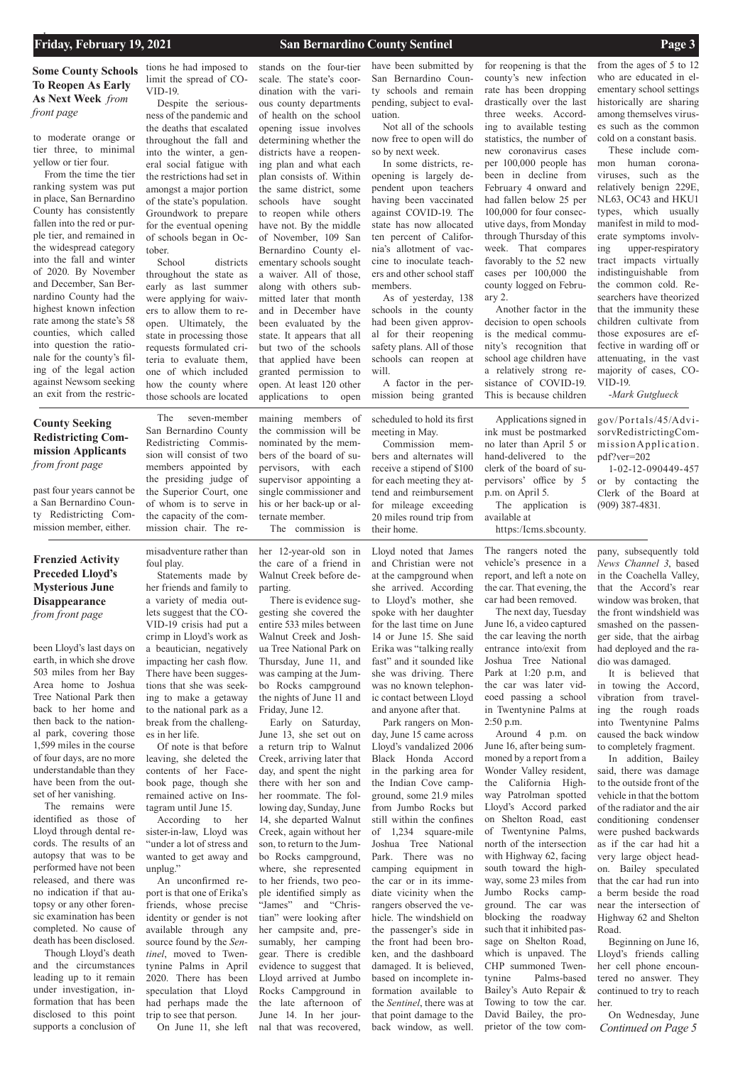## Some County Schools To Reopen As Early As Next Week *from front page*

to moderate orange or tier three, to minimal yellow or tier four.

From the time the tier ranking system was put in place, San Bernardino County has consistently fallen into the red or purple tier, and remained in the widespread category into the fall and winter of 2020. By November and December, San Bernardino County had the highest known infection rate among the state's 58 counties, which called into question the rationale for the county's filing of the legal action against Newsom seeking an exit from the restrictions he had imposed to limit the spread of COVID-19.

Despite the seriousness of the pandemic and the deaths that escalated throughout the fall and into the winter, a general social fatigue with the restrictions had set in amongst a major portion of the state's population. Groundwork to prepare for the eventual opening of schools began in October.

School districts throughout the state as early as last summer were applying for waivers to allow them to reopen. Ultimately, the state in processing those requests formulated criteria to evaluate them, one of which included how the county where those schools are located stands on the four-tier scale. The state's coordination with the various county departments of health on the school opening issue involves determining whether the districts have a reopening plan and what each plan consists of. Within the same district, some schools have sought to reopen while others have not. By the middle of November, 109 San Bernardino County elementary schools sought a waiver. All of those, along with others submitted later that month and in December have been evaluated by the state. It appears that all but two of the schools that applied have been granted permission to open. At least 120 other applications to open have been submitted by San Bernardino County schools and remain pending, subject to evaluation.

Not all of the schools now free to open will do so by next week.

In some districts, reopening is largely dependent upon teachers having been vaccinated against COVID-19. The state has now allocated ten percent of California's allotment of vaccine to inoculate teachers and other school staff members.

As of yesterday, 138 schools in the county had been given approval for their reopening safety plans. All of those schools can reopen at will.

A factor in the permission being granted for reopening is that the county's new infection rate has been dropping drastically over the last three weeks. According to available testing statistics, the number of new coronavirus cases per 100,000 people has been in decline from February 4 onward and had fallen below 25 per 100,000 for four consecutive days, from Monday through Thursday of this week. That compares favorably to the 52 new cases per 100,000 the county logged on February 2.

Another factor in the decision to open schools is the medical community's recognition that school age children have a relatively strong resistance of COVID-19. This is because children from the ages of 5 to 12 who are educated in elementary school settings historically are sharing among themselves viruses such as the common cold on a constant basis.

These include common human coronaviruses, such as the relatively benign 229E, NL63, OC43 and HKU1 types, which usually manifest in mild to moderate symptoms involving upper-respiratory tract impacts virtually indistinguishable from the common cold. Researchers have theorized that the immunity these children cultivate from those exposures are effective in warding off or attenuating, in the vast majority of cases, COVID-19.

*-Mark Gutglueck*

## County Seeking Redistricting Commission Applicants *from front page*

past four years cannot be a San Bernardino County Redistricting Commission member, either.

The seven-member San Bernardino County Redistricting Commission will consist of two members appointed by the presiding judge of the Superior Court, one of whom is to serve in the capacity of the commission chair. The remaining members of the commission will be nominated by the members of the board of supervisors, with each supervisor appointing a single commissioner and his or her back-up or alternate member.

The commission is scheduled to hold its first meeting in May.

Commission members and alternates will receive a stipend of $100 for each meeting they attend and reimbursement for mileage exceeding 20 miles round trip from their home.

Applications signed in ink must be postmarked no later than April 5 or hand-delivered to the clerk of the board of supervisors' office by 5 p.m. on April 5.

The application is available at https://lcms.sbcounty.gov/Portals/45/AdvisorvRedistrictingCommissionApplication.pdf?ver=202 1-02-12-090449-457 or by contacting the Clerk of the Board at (909) 387-4831.

## Frenzied Activity Preceded Lloyd's Mysterious June Disappearance *from front page*

been Lloyd's last days on earth, in which she drove 503 miles from her Bay Area home to Joshua Tree National Park then back to her home and then back to the national park, covering those 1,599 miles in the course of four days, are no more understandable than they have been from the outset of her vanishing.

The remains were identified as those of Lloyd through dental records. The results of an autopsy that was to be performed have not been released, and there was no indication if that autopsy or any other forensic examination has been completed. No cause of death has been disclosed.

Though Lloyd's death and the circumstances leading up to it remain under investigation, information that has been disclosed to this point supports a conclusion of misadventure rather than foul play.

Statements made by her friends and family to a variety of media outlets suggest that the COVID-19 crisis had put a crimp in Lloyd's work as a beautician, negatively impacting her cash flow. There have been suggestions that she was seeking to make a getaway to the national park as a break from the challenges in her life.

Of note is that before leaving, she deleted the contents of her Facebook page, though she remained active on Instagram until June 15.

According to her sister-in-law, Lloyd was "under a lot of stress and wanted to get away and unplug."

An unconfirmed report is that one of Erika's friends, whose precise identity or gender is not available through any source found by the *Sentinel*, moved to Twentynine Palms in April 2020. There has been speculation that Lloyd had perhaps made the trip to see that person.

On June 11, she left her 12-year-old son in the care of a friend in Walnut Creek before departing.

There is evidence suggesting she covered the entire 533 miles between Walnut Creek and Joshua Tree National Park on Thursday, June 11, and was camping at the Jumbo Rocks campground the nights of June 11 and Friday, June 12.

Early on Saturday, June 13, she set out on a return trip to Walnut Creek, arriving later that day, and spent the night there with her son and her roommate. The following day, Sunday, June 14, she departed Walnut Creek, again without her son, to return to the Jumbo Rocks campground, where, she represented to her friends, two people identified simply as "James" and "Christian" were looking after her campsite and, presumably, her camping gear. There is credible evidence to suggest that Lloyd arrived at Jumbo Rocks Campground in the late afternoon of June 14. In her journal that was recovered, Lloyd noted that James and Christian were not at the campground when she arrived. According to Lloyd's mother, she spoke with her daughter for the last time on June 14 or June 15. She said Erika was "talking really fast" and it sounded like she was driving. There was no known telephonic contact between Lloyd and anyone after that.

Park rangers on Monday, June 15 came across Lloyd's vandalized 2006 Black Honda Accord in the parking area for the Indian Cove campground, some 21.9 miles from Jumbo Rocks but still within the confines of 1,234 square-mile Joshua Tree National Park. There was no camping equipment in the car or in its immediate vicinity when the rangers observed the vehicle. The windshield on the passenger's side in the front had been broken, and the dashboard damaged. It is believed, based on incomplete information available to the *Sentinel*, there was at that point damage to the back window, as well. The rangers noted the vehicle's presence in a report, and left a note on the car. That evening, the car had been removed.

The next day, Tuesday June 16, a video captured the car leaving the north entrance into/exit from Joshua Tree National Park at 1:20 p.m, and the car was later videoed passing a school in Twentynine Palms at 2:50 p.m.

Around 4 p.m. on June 16, after being summoned by a report from a Wonder Valley resident, the California Highway Patrolman spotted Lloyd's Accord parked on Shelton Road, east of Twentynine Palms, north of the intersection with Highway 62, facing south toward the highway, some 23 miles from Jumbo Rocks campground. The car was blocking the roadway such that it inhibited passage on Shelton Road, which is unpaved. The CHP summoned Twentynine Palms-based Bailey's Auto Repair & Towing to tow the car. David Bailey, the proprietor of the tow company, subsequently told *News Channel 3*, based in the Coachella Valley, that the Accord's rear window was broken, that the front windshield was smashed on the passenger side, that the airbag had deployed and the radio was damaged.

It is believed that in towing the Accord, vibration from traveling the rough roads into Twentynine Palms caused the back window to completely fragment.

In addition, Bailey said, there was damage to the outside front of the vehicle in that the bottom of the radiator and the air conditioning condenser were pushed backwards as if the car had hit a very large object head-on. Bailey speculated that the car had run into a berm beside the road near the intersection of Highway 62 and Shelton Road.

Beginning on June 16, Lloyd's friends calling her cell phone encountered no answer. They continued to try to reach her.

On Wednesday, June

*Continued on Page 5*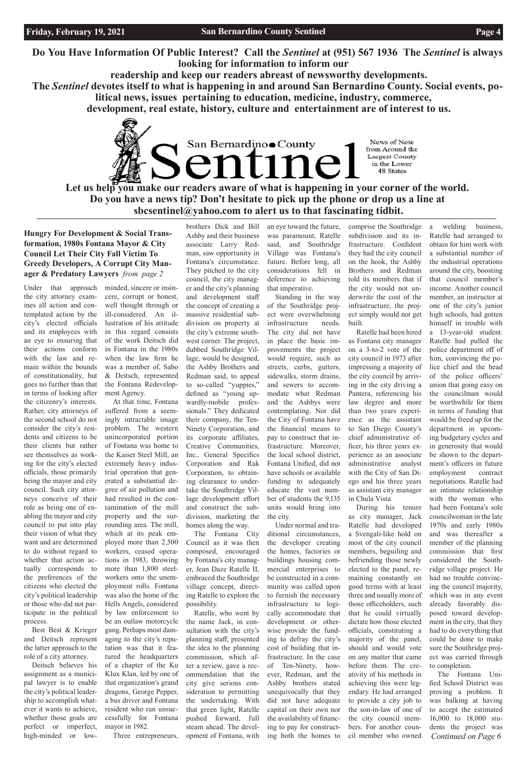**Do You Have Information Of Public Interest? Call the *Sentinel* at (951) 567 1936 The *Sentinel* is always looking for information to inform our readership and keep our readers abreast of newsworthy developments.**

**The *Sentinel* devotes itself to what is happening in and around San Bernardino County. Social events, political news, issues pertaining to education, medicine, industry, commerce, development, real estate, history, culture and entertainment are of interest to us.**

San Bernardino County Sentinel

News of Note from Around the Largest County in the Lower 48 States

**Let us help you make our readers aware of what is happening in your corner of the world. Do you have a news tip? Don't hesitate to pick up the phone or drop us a line at sbcsentinel@yahoo.com to alert us to that fascinating tidbit.**

### Hungry For Development & Social Transformation, 1980s Fontana Mayor & City Council Let Their City Fall Victim To Greedy Developers, A Corrupt City Manager & Predatory Lawyers *from page 2*

Under that approach the city attorney examines all action and contemplated action by the city's elected officials and its employees with an eye to ensuring that their actions conform with the law and remain within the bounds of constitutionality, but goes no further than that in terms of looking after the citizenry's interests. Rather, city attorneys of the second school do not consider the city's residents and citizens to be their clients but rather see themselves as working for the city's elected officials, those primarily being the mayor and city council. Such city attorneys conceive of their role as being one of enabling the mayor and city council to put into play their vision of what they want and are determined to do without regard to whether that action actually corresponds to the preferences of the citizens who elected the city's political leadership or those who did not participate in the political process.

Best Best & Krieger and Deitsch represent the latter approach to the role of a city attorney.

Deitsch believes his assignment as a municipal lawyer is to enable the city's political leadership to accomplish whatever it wants to achieve, whether those goals are perfect or imperfect, high-minded or low-minded, sincere or insincere, corrupt or honest, well thought through or ill-considered. An illustration of his attitude in this regard consists of the work Deitsch did in Fontana in the 1980s when the law firm he was a member of, Sabo & Deitsch, represented the Fontana Redevelopment Agency.

At that time, Fontana suffered from a seemingly intractable image problem. The western unincorporated portion of Fontana was home to the Kaiser Steel Mill, an extremely heavy industrial operation that generated a substantial degree of air pollution and had resulted in the contamination of the mill property and the surrounding area. The mill, which at its peak employed more than 2,500 workers, ceased operations in 1983, throwing more than 1,800 steelworkers onto the unemployment rolls. Fontana was also the home of the Hells Angels, considered by law enforcement to be an outlaw motorcycle gang. Perhaps most damaging to the city's reputation was that it featured the headquarters of a chapter of the Ku Klux Klan, led by one of that organization's grand dragons, George Pepper, a bus driver and Fontana resident who ran unsuccessfully for Fontana mayor in 1982.

Three entrepreneurs, brothers Dick and Bill Ashby and their business associate Larry Redman, saw opportunity in Fontana's circumstance. They pitched to the city council, the city manager and the city's planning and development staff the concept of creating a massive residential subdivision on property at the city's extreme southwest corner. The project, dubbed Southridge Village, would be designed, the Ashby Brothers and Redman said, to appeal to so-called "yuppies," defined as "young upwardly-mobile professionals." They dedicated their company, the Ten-Ninety Corporation, and its corporate affiliates, Creative Communities, Inc., General Specifics Corporation and Rak Corporation, to obtaining clearance to undertake the Southridge Village development effort and construct the subdivision, marketing the homes along the way.

The Fontana City Council as it was then composed, encouraged by Fontana's city manager, Jean Daze Ratelle II, embraced the Southridge village concept, directing Ratelle to explore the possibility.

Ratelle, who went by the name Jack, in consultation with the city's planning staff, presented the idea to the planning commission, which after a review, gave a recommendation that the city give serious consideration to permitting the undertaking. With that green light, Ratelle pushed forward, full steam ahead. The development of Fontana, with an eye toward the future, was paramount, Ratelle said, and Southridge Village was Fontana's future. Before long, all considerations fell in deference to achieving that imperative.

Standing in the way of the Southridge project were overwhelming infrastructure needs. The city did not have in place the basic improvements the project would require, such as streets, curbs, gutters, sidewalks, storm drains, and sewers to accommodate what Redman and the Ashbys were contemplating. Nor did the City of Fontana have the financial means to pay to construct that infrastructure. Moreover, the local school district, Fontana Unified, did not have schools or available funding to adequately educate the vast number of students the 9,135 units would bring into the city.

Under normal and traditional circumstances, the developer creating the homes, factories or buildings housing commercial enterprises to be constructed in a community was called upon to furnish the necessary infrastructure to logically accommodate that development or otherwise provide the funding to defray the city's cost of building that infrastructure. In the case of Ten-Ninety, however, Redman, and the Ashby brothers stated unequivocally that they did not have adequate capital on their own nor the availability of financing to pay for constructing both the homes to comprise the Southridge subdivision and its infrastructure. Confident they had the city council on the hook, the Ashby Brothers and Redman told its members that if the city would not underwrite the cost of the infrastructure, the project simply would not get built.

Ratelle had been hired as Fontana city manager on a 3-to-2 vote of the city council in 1973 after impressing a majority of the city council by arriving in the city driving a Pantera, referencing his law degree and more than two years experience as the assistant to San Diego County's chief administrative officer, his three years experience as an associate administrative analyst with the City of San Diego and his three years as assistant city manager in Chula Vista.

During his tenure as city manager, Jack Ratelle had developed a Svengali-like hold on most of the city council members, beguiling and befriending those newly elected to the panel, remaining constantly on good terms with at least three and usually more of those officeholders, such that he could virtually dictate how those elected officials, constituting a majority of the panel, should and would vote on any matter that came before them. The creativity of his methods in achieving this were legendary. He had arranged to provide a city job to the son-in-law of one of the city council members. For another council member who owned a welding business, Ratelle had arranged to obtain for him work with a substantial number of the industrial operations around the city, boosting that council member's income. Another council member, an instructor at one of the city's junior high schools, had gotten himself in trouble with a 13-year-old student. Ratelle had pulled the police department off of him, convincing the police chief and the head of the police officers' union that going easy on the councilman would be worthwhile for them in terms of funding that would be freed up for the department in upcoming budgetary cycles and in generosity that would be shown to the department's officers in future employment contract negotiations. Ratelle had an intimate relationship with the woman who had been Fontana's sole councilwoman in the late 1970s and early 1980s and was thereafter a member of the planning commission that first considered the Southridge village project. He had no trouble convincing the council majority, which was in any event already favorably disposed toward development in the city, that they had to do everything that could be done to make sure the Southridge project was carried through to completion.

The Fontana Unified School District was proving a problem. It was balking at having to accept the estimated 16,000 to 18,000 students the project was

*Continued on Page 6*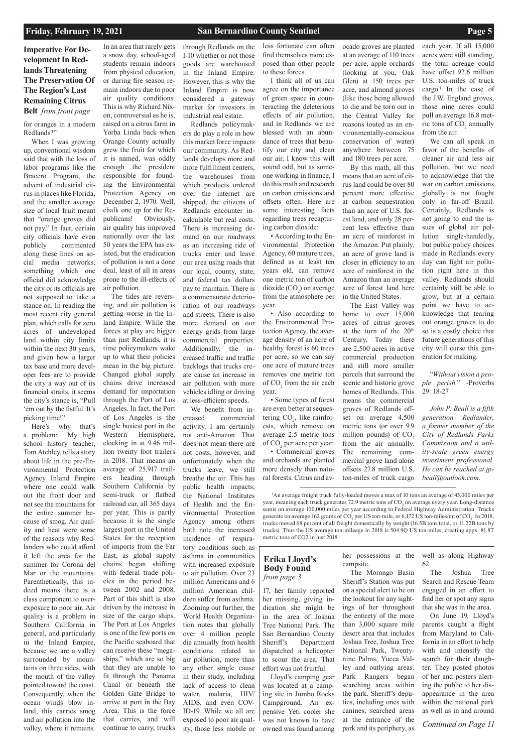## Imperative For Development In Redlands Threatening The Preservation Of The Region's Last Remaining Citrus Belt *from front page*

for oranges in a modern Redlands?"

When I was growing up, conventional wisdom said that with the loss of labor programs like the Bracero Program, the advent of industrial citrus in places like Florida, and the smaller average size of local fruit meant that "orange groves did not pay." In fact, certain city officials have even publicly commented along these lines on social media networks, something which one official did acknowledge the city or its officials are not supposed to take a stance on. In reading the most recent city general plan, which calls for zero acres of undeveloped land within city limits within the next 30 years, and given how a larger tax base and more developer fees are to provide the city a way out of its financial straits, it seems the city's stance is, "Pull 'em out by the fistful. It's picking time!"

Here's why that's a problem: My high school history teacher, Tom Atchley, tells a story about life in the pre-Environmental Protection Agency Inland Empire where one could walk out the front door and not see the mountains for the entire summer because of smog. Air quality and heat were some of the reasons why Redlanders who could afford it left the area for the summer for Corona del Mar or the mountains. Parenthetically, this indeed means there is a class component to overexposure to poor air. Air quality is a problem in Southern California in general, and particularly in the Inland Empire, because we are a valley surrounded by mountains on three sides, with the mouth of the valley pointed toward the coast. Consequently, when the ocean winds blow inland, this carries smog and air pollution into the valley, where it remains. In an area that rarely gets a snow day, school-aged students remain indoors from physical education, or during fire season remain indoors due to poor air quality conditions. This is why Richard Nixon, controversial as he is, raised on a citrus farm in Yorba Linda back when Orange County actually grew the fruit for which it is named, was oddly enough the president responsible for founding the Environmental Protection Agency on December 2, 1970. Well, chalk one up for the Republicans! Obviously, air quality has improved nationally over the last 50 years the EPA has existed, but the eradication of pollution is not a done deal, least of all in areas prone to the ill-effects of air pollution.

The tides are reversing, and air pollution is getting worse in the Inland Empire. While the forces at play are bigger than just Redlands, it is time policymakers wake up to what their policies mean in the big picture. Changed global supply chains drive increased demand for importation through the Port of Los Angeles. In fact, the Port of Los Angeles is the single busiest port in the Western Hemisphere, clocking in at 9.46 million twenty foot trailers in 2018. That means an average of 25,917 trailers heading through Southern California by semi-truck or flatbed railroad car, all 365 days per year. This is partly because it is the single largest port in the United States for the reception of imports from the Far East, as global supply chains began shifting with federal trade policies in the period between 2002 and 2008. Part of this shift is also driven by the increase in size of the cargo ships. The Port at Los Angeles is one of the few ports on the Pacific seaboard that can receive these "megaships," which are so big that they are unable to fit through the Panama Canal or beneath the Golden Gate Bridge to arrive at port in the Bay Area. This is the force that carries, and will continue to carry, trucks through Redlands on the I-10 whether or not those goods are warehoused in the Inland Empire. However, this is why the Inland Empire is now considered a gateway market for investors in industrial real estate.

Redlands policymakers do play a role in how this market force impacts our community. As Redlands develops more and more fulfillment centers, the warehouses from which products ordered over the internet are shipped, the citizens of Redlands encounter incalculable but real costs. There is increasing demand on our roadways as an increasing tide of trucks enter and leave our area using roads that our local, county, state, and federal tax dollars pay to maintain. There is a commensurate deterioration of our roadways and streets. There is also more demand on our energy grids from large commercial properties. Additionally, the increased traffic and traffic backlogs that trucks create cause an increase in air pollution with more vehicles idling or driving at less-efficient speeds.

We benefit from increased commercial activity. I am certainly not anti-Amazon. That does not mean there are not costs, however, and unfortunately when the trucks leave, we still breathe the air. This has public health impacts; the National Institutes of Health and the Environmental Protection Agency among others both note the increased incidence of respiratory conditions such as asthma in communities with increased exposure to air pollution. Over 23 million Americans and 6 million American children suffer from asthma. Zooming out further, the World Health Organization notes that globally over 4 million people die annually from health conditions related to air pollution, more than any other single cause in their study, including lack of access to clean water, malaria, HIV/AIDS, and even COVID-19. While we all are exposed to poor air quality, those less mobile or less fortunate can often find themselves more exposed than other people to these forces.

I think all of us can agree on the importance of green space in counteracting the deleterious effects of air pollution, and in Redlands we are blessed with an abundance of trees that beautify our city and clean our air. I know this will sound odd, but as someone working in finance, I do this math and research on carbon emissions and offsets often. Here are some interesting facts regarding trees recapturing carbon dioxide:

- According to the Environmental Protection Agency, 60 mature trees, defined as at least ten years old, can remove one metric ton of carbon dioxide ($CO_2$) on average from the atmosphere per year.
- Also according to the Environmental Protection Agency, the average density of an acre of healthy forest is 60 trees per acre, so we can say one acre of mature trees removes one metric ton of $CO_2$ from the air each year.
- Some types of forest are even better at sequestering $CO_2$, like rainforests, which remove on average 2.5 metric tons of $CO_2$ per acre per year.
- Commercial groves and orchards are planted more densely than natural forests. Citrus and avocado groves are planted at an average of 110 trees per acre, apple orchards (looking at you, Oak Glen) at 150 trees per acre, and almond groves (like those being allowed to die and be torn out in the Central Valley for reasons touted as an environmentally-conscious conservation of water) anywhere between 75 and 180 trees per acre.

By this math, all this means that an acre of citrus land could be over 80 percent more effective at carbon sequestration than an acre of U.S. forest land, and only 28 percent less effective than an acre of rainforest in the Amazon. Put plainly, an acre of grove land is closer in efficiency to an acre of rainforest in the Amazon than an average acre of forest land here in the United States.

The East Valley was home to over 15,000 acres of citrus groves at the turn of the 20th Century. Today there are 2,500 acres in active commercial production and still more smaller parcels that surround the scenic and historic grove homes of Redlands. This means the commercial groves of Redlands offset on average 4,500 metric tons (or over 9.9 million pounds) of $CO_2$ from the air annually. The remaining commercial grove land alone offsets 27.8 million U.S. ton-miles of truck cargo each year. If all 15,000 acres were still standing, the total acreage could have offset 92.6 million U.S. ton-miles of truck cargo.[1] In the case of the J.W. England groves, those nine acres could pull an average 16.8 metric tons of $CO_2$ annually from the air.

We can all speak in favor of the benefits of cleaner air and less air pollution, but we need to acknowledge that the war on carbon emissions globally is not fought only in far-off Brazil. Certainly, Redlands is not going to end the issues of global air pollution single-handedly, but public policy choices made in Redlands every day can fight air pollution right here in this valley. Redlands should certainly still be able to grow, but at a certain point we have to acknowledge that tearing out orange groves to do so is a costly choice that future generations of this city will curse this generation for making.

"*Without vision a people perish.*" -Proverbs 29: 18-27

*John P. Beall is a fifth generation Redlander, a former member of the City of Redlands Parks Commission and a utility-scale green energy investment professional. He can be reached at jpbeall@outlook.com.*

[1] An average freight truck fully-loaded moves a max of 10 tons an average of 45,000 miles per year, meaning each truck generates 72.9 metric tons of $CO_2$ on average every year. Long-distance semis on average 100,000 miles per year according to Federal Highway Administration. Trucks generate on average 162 grams of $CO_2$ per US ton-mile, or 6,172 US ton-miles/mt of $CO_2$. In 2018, trucks moved 68 percent of all freight domestically by weight (16.5B tons total, or 11.22B tons by trucks). Thus the US average ton-mileage in 2018 is 504.9Q US ton-miles, creating appx. 81.8T metric tons of CO2 in just 2018.

## Erika Lloyd's Body Found *from page 3*

17, her family reported her missing, giving indication she might be in the area of Joshua Tree National Park. The San Bernardino County Sheriff's Department dispatched a helicopter to scour the area. That effort was not fruitful.

Lloyd's camping gear was located at a camping site in Jumbo Rocks Campground. An expensive Yeti cooler she was not known to have owned was found among her possessions at the campsite.

The Morongo Basin Sheriff's Station was put on a special alert to be on the lookout for any sightings of her throughout the entirety of the more than 3,000 square mile desert area that includes Joshua Tree, Joshua Tree National Park, Twentynine Palms, Yucca Valley and outlying areas. Park Rangers began searching areas within the park. Sheriff's deputies, including ones with canines, searched areas at the entrance of the park and its periphery, as well as along Highway 62.

The Joshua Tree Search and Rescue Team engaged in an effort to find her or spot any signs that she was in the area.

On June 19, Lloyd's parents caught a flight from Maryland to California in an effort to help with and intensify the search for their daughter. They posted photos of her and posters alerting the public to her disappearance in the area within the national park as well as in and around

*Continued on Page 11*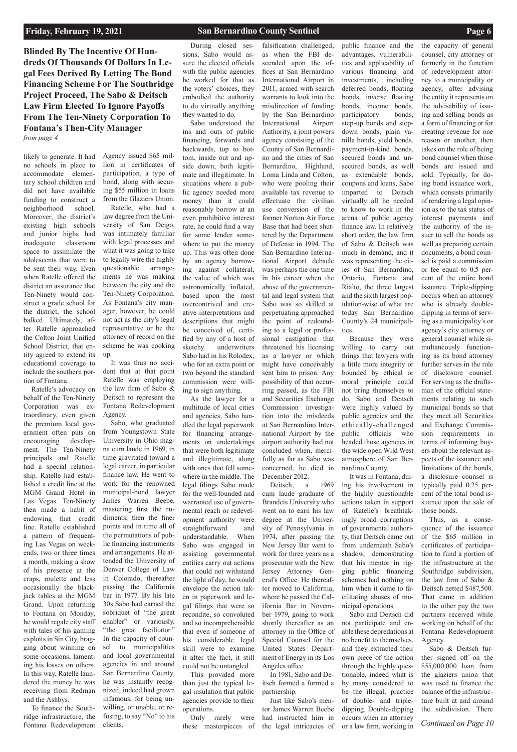**Blinded By The Incentive Of Hundreds Of Thousands Of Dollars In Legal Fees Derived By Letting The Bond Financing Scheme For The Southridge Project Proceed, The Sabo & Deitsch Law Firm Elected To Ignore Payoffs From The Ten-Ninety Corporation To Fontana's Then-City Manager**

*from page 4*

likely to generate. It had no schools in place to accommodate elementary school children and did not have available funding to construct a neighborhood school. Moreover, the district's existing high schools and junior highs had inadequate classroom space to assimilate the adolescents that were to be sent their way. Even when Ratelle offered the district an assurance that Ten-Ninety would construct a grade school for the district, the school balked. Ultimately, after Ratelle approached the Colton Joint Unified School District, that entity agreed to extend its educational coverage to include the southern portion of Fontana.

Ratelle's advocacy on behalf of the Ten-Ninety Corporation was extraordinary, even given the premium local government often puts on encouraging development. The Ten-Ninety principals and Ratelle had a special relationship. Ratelle had established a credit line at the MGM Grand Hotel in Las Vegas. Ten-Ninety then made a habit of endowing that credit line. Ratelle established a pattern of frequenting Las Vegas on weekends, two or three times a month, making a show of his presence at the craps, roulette and less occasionally the blackjack tables at the MGM Grand. Upon returning to Fontana on Monday, he would regale city staff with tales of his gaming exploits in Sin City, bragging about winning on some occasions, lamenting his losses on others. In this way, Ratelle laundered the money he was receiving from Redman and the Ashbys.

To finance the Southridge infrastructure, the Fontana Redevelopment Agency issued $65 million in certificates of participation, a type of bond, along with securing $55 million in loans from the Glaziers Union.

Ratelle, who had a law degree from the University of San Deigo, was intimately familiar with legal processes and what it was going to take to legally wire the highly questionable arrangements he was making between the city and the Ten-Ninety Corporation. As Fontana's city manager, however, he could not act as the city's legal representative or be the attorney of record on the scheme he was cooking up.

It was thus no accident that at that point Ratelle was employing the law firm of Sabo & Deitsch to represent the Fontana Redevelopment Agency.

Sabo, who graduated from Youngstown State University in Ohio magna cum laude in 1969, in time gravitated toward a legal career, in particular finance law. He went to work for the renowned municipal-bond lawyer James Warren Beebe, mastering first the rudiments, then the finer points and in time all of the permutations of public financing instruments and arrangements. He attended the University of Denver College of Law in Colorado, thereafter passing the California bar in 1977. By his late 30s Sabo had earned the sobriquet of "the great enabler" or variously, "the great facilitator." In the capacity of counsel to municipalities and local governmental agencies in and around San Bernardino County, he was instantly recognized, indeed had grown infamous, for being unwilling, or unable, or refusing, to say "No" to his clients.

During closed sessions, Sabo would assure the elected officials with the public agencies he worked for that as the voters' choices, they embodied the authority to do virtually anything they wanted to do.

Sabo understood the ins and outs of public financing, forwards and backwards, top to bottom, inside out and upside down, both legitimate and illegitimate. In situations where a public agency needed more money than it could reasonably borrow at an even prohibitive interest rate, he could find a way for some lender somewhere to put the money up. This was often done by an agency borrowing against collateral, the value of which was astronomically inflated, based upon the most overcontrived and creative interpretations and descriptions that might be conceived of, certified by any of a host of sketchy underwriters Sabo had in his Rolodex, who for an extra point or two beyond the standard commission were willing to sign anything.

As the lawyer for a multitude of local cities and agencies, Sabo handled the legal paperwork for financing arrangements on undertakings that were both legitimate and illegitimate, along with ones that fell somewhere in the middle. The legal filings Sabo made for the well-founded and warranted use of governmental reach or redevelopment authority were straightforward and understandable. When Sabo was engaged in assisting governmental entities carry out actions that could not withstand the light of day, he would envelope the action taken in paperwork and legal filings that were so recondite, so convoluted and so incomprehensible that even if someone of his considerable legal skill were to examine it after the fact, it still could not be untangled.

This provided more than just the typical legal insulation that public agencies provide to their operations.

Only rarely were these masterpieces of falsification challenged, as when the FBI descended upon the offices at San Bernardino International Airport in 2011, armed with search warrants to look into the misdirection of funding by the San Bernardino International Airport Authority, a joint powers agency consisting of the County of San Bernardino and the cities of San Bernardino, Highland, Loma Linda and Colton, who were pooling their available tax revenue to effectuate the civilian use conversion of the former Norton Air Force Base that had been shuttered by the Department of Defense in 1994. The San Bernardino International Airport debacle was perhaps the one time in his career when the abuse of the governmental and legal system that Sabo was so skilled at perpetuating approached the point of redounding to a legal or professional castigation that threatened his licensing as a lawyer or which might have conceivably sent him to prison. Any possibility of that occurring passed, as the FBI and Securities Exchange Commission investigation into the misdeeds at San Bernardino International Airport by the airport authority had not concluded when, mercifully as far as Sabo was concerned, he died in December 2012.

Deitsch, a 1969 cum laude graduate of Brandeis University who went on to earn his law degree at the University of Pennsylvania in 1974, after passing the New Jersey Bar went to work for three years as a prosecutor with the New Jersey Attorney General's Office. He thereafter moved to California, where he passed the California Bar in November 1979, going to work shortly thereafter as an attorney in the Office of Special Counsel for the United States Department of Energy in its Los Angeles office.

In 1981, Sabo and Deitsch formed a formed a partnership.

Just like Sabo's mentor James Warren Beebe had instructed him in the legal intricacies of public finance and the advantages, vulnerabilities and applicability of various financing and investments, including deferred bonds, floating bonds, inverse floating bonds, income bonds, participatory bonds, step-up bonds and step-down bonds, plain vanilla bonds, yield bonds, payment-in-kind bonds, secured bonds and unsecured bonds, as well as extendable bonds, coupons and loans, Sabo imparted to Deitsch virtually all he needed to know to work in the arena of public agency finance law. In relatively short order, the law firm of Sabo & Deitsch was much in demand, and it was representing the cities of San Bernardino, Ontario, Fontana and Rialto, the three largest and the sixth largest population-wise of what are today San Bernardino County's 24 municipalities.

Because they were willing to carry out things that lawyers with a little more integrity or bounded by ethical or moral principle could not bring themselves to do, Sabo and Deitsch were highly valued by public agencies and the ethically-challenged public officials who headed those agencies in the wide open Wild West atmosphere of San Bernardino County.

It was in Fontana, during his involvement in the highly questionable actions taken in support of Ratelle's breathtakingly broad corruptions of governmental authority, that Deitsch came out from underneath Sabo's shadow, demonstrating that his mentor in rigging public financing schemes had nothing on him when it came to facilitating abuses of municipal operations.

Sabo and Deitsch did not participate and enable these depredations at no benefit to themselves, and they extracted their own piece of the action through the highly questionable, indeed what is by many considered to be the illegal, practice of double- and triple-dipping. Double-dipping occurs when an attorney or a law firm, working in the capacity of general counsel, city attorney or formerly in the function of redevelopment attorney to a municipality or agency, after advising the entity it represents on the advisability of issuing and selling bonds as a form of financing or for creating revenue for one reason or another, then takes on the role of being bond counsel when those bonds are issued and sold. Typically, for doing bond issuance work, which consists primarily of rendering a legal opinion as to the tax status of interest payments and the authority of the issuer to sell the bonds as well as preparing certain documents, a bond counsel is paid a commission or fee equal to 0.5 percent of the entire bond issuance. Triple-dipping occurs when an attorney who is already double-dipping in terms of serving as a municipality's or agency's city attorney or general counsel while simultaneously functioning as its bond attorney further serves in the role of disclosure counsel. For serving as the draftsman of the official statements relating to such municipal bonds so that they meet all Securities and Exchange Commission requirements in terms of informing buyers about the relevant aspects of the issuance and limitations of the bonds, a disclosure counsel is typically paid 0.25 percent of the total bond issuance upon the sale of those bonds.

Thus, as a consequence of the issuance of the $65 million in certificates of participation to fund a portion of the infrastructure at the Southridge subdivision, the law firm of Sabo & Deitsch netted $487,500. That came in addition to the other pay the two partners received while working on behalf of the Fontana Redevelopment Agency.

Sabo & Deitsch further signed off on the $55,000,000 loan from the glaziers union that was used to finance the balance of the infrastructure built at and around the subdivision. There

*Continued on Page 10*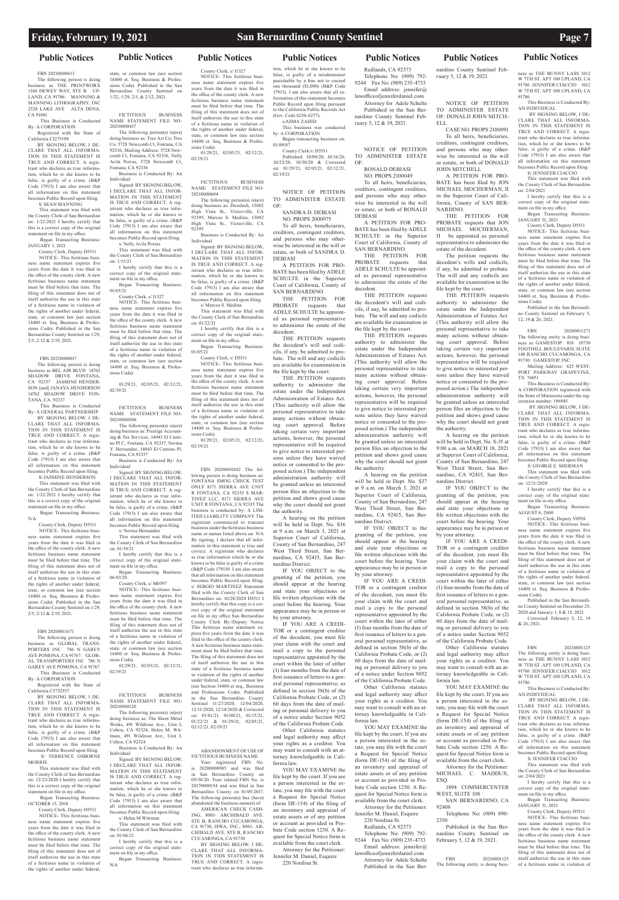## Public Notices

FBN 20210000613

The following person is doing business as THE PRINTWORX 1160 DEWEY WAY, STE B UPLAND, CA 91786: MANNING & MANNING LITHOGRAPHY, INC 2528 LAKE AVE ALTA DENA, CA 91001

This Business is Conducted By: A CORPORATION

Registered with the State of California C1275199

BY SIGNING BELOW, I DECLARE THAT ALL INFORMATION IN THIS STATEMENT IS TRUE AND CORRECT. A registrant who declares as true information, which he or she knows to be false, is guilty of a crime. (B&P Code 17913) I am also aware that all information on this statement becomes Public Record upon filing.

S/ SEAN MANNING

This statement was filed with the County Clerk of San Bernardino on: 1/22/2021 I hereby certify that this is a correct copy of the original statement on file in my office.

Began Transacting Business: JANUARY 1, 2021

County Clerk, Deputy D5511

NOTICE- This fictitious business name statement expires five years from the date it was filed in the office of the county clerk. A new fictitious business name statement must be filed before that time. The filing of this statement does not of itself authorize the use in this state of a fictitious name in violation of the rights of another under federal, state, or common law (see section 14400 et. Seq. Business & Professions Code). Published in the San Bernardino County Sentinel on 1/29, 2/5, 2/12 & 2/19, 2021.

FBN 20210000017

The following person is doing business as BEL AIR BLVD 14762 SHADOW DRIVE FONTANA, CA 92337 JASMINE HENDERSON [and] JANAYA HENDERSON 14762 SHADOW DRIVE FONTANA, CA 92337

This Business is Conducted By: A GENERAL PARTNERSHIP

BY SIGNING BELOW, I DECLARE THAT ALL INFORMATION IN THIS STATEMENT IS TRUE AND CORRECT. A registrant who declares as true information, which he or she knows to be false, is guilty of a crime. (B&P Code 17913) I am also aware that all information on this statement becomes Public Record upon filing.

S/ JASMINE HENDERSON

This statement was filed with the County Clerk of San Bernardino on: 1/22/2021 I hereby certify that this is a correct copy of the original statement on file in my office.

Began Transacting Business: N/A

County Clerk, Deputy D5511

NOTICE- This fictitious business name statement expires five years from the date it was filed in the office of the county clerk. A new fictitious business name statement must be filed before that time. The filing of this statement does not of itself authorize the use in this state of a fictitious name in violation of the rights of another under federal, state, or common law (see section 14400 et. Seq. Business & Professions Code). Published in the San Bernardino County Sentinel on 1/29, 2/5, 2/12 & 2/19, 2021.

FBN 20200011671

The following person is doing business as GLOBAL TRANSPORTERS INC 786 N GAREY AVE POMONA, CA 91767: GLOBAL TRANSPORTERS INC 786 N GAREY AVE POMONA, CA 91767

This Business is Conducted By: A CORPORATION

Registered with the State of California C3732557

BY SIGNING BELOW, I DECLARE THAT ALL INFORMATION IN THIS STATEMENT IS TRUE AND CORRECT. A registrant who declares as true information, which he or she knows to be false, is guilty of a crime. (B&P Code 17913) I am also aware that all information on this statement becomes Public Record upon filing.

S/ TERRENCE OSBORNE MORRIS

This statement was filed with the County Clerk of San Bernardino on: 12/23/2020 I hereby certify that this is a correct copy of the original statement on file in my office.

Began Transacting Business: OCTOBER 15, 2018

County Clerk, Deputy D5511

NOTICE- This fictitious business name statement expires five years from the date it was filed in the office of the county clerk. A new fictitious business name statement must be filed before that time. The filing of this statement does not of itself authorize the use in this state of a fictitious name in violation of the rights of another under federal, state, or common law (see section 14400 et. Seq. Business & Professions Code). Published in the San Bernardino County Sentinel on 1/22, 1/29, 2/5, & 2/12, 2021.

FICTITIOUS BUSINESS NAME STATEMENT FILE NO-20210000417

The following person(s) is(are) doing business as: Tres Art Co; Tres Co, 5728 Newcomb Ct, Fontana, CA 92336, Mailing Address: 5728 Newcomb Ct, Fontana, CA 92336, Nelly Avila Porras, 5728 Newcomb Ct, Fontana, CA 92336

Business is Conducted By: An Individual

Signed: BY SIGNING BELOW, I DECLARE THAT ALL INFORMATION IN THIS STATEMENT IS TRUE AND CORRECT. A registrant who declares as true information, which he or she knows to be false, is guilty of a crime. (B&P Code 17913) I am also aware that all information on this statement becomes Public Record upon filing.

s/ Nelly Avila Porras

This statement was filed with the County Clerk of San Bernardino on: 1/15/21

I hereby certify that this is a correct copy of the original statement on file in my office.

Began Transacting Business: 01/05/21

County Clerk, s/ I1327

NOTICE- This fictitious business name statement expires five years from the date it was filed in the office of the county clerk. A new fictitious business name statement must be filed before that time. The filing of this statement does not of itself authorize the use in this state of a fictitious name in violation of the rights of another under federal, state, or common law (see section 14400 et. Seq. Business & Professions Code).

01/29/21, 02/05/21, 02/12/21, 02/19/21

FICTITIOUS BUSINESS NAME STATEMENT FILE NO-20210000306

The following person(s) is(are) doing business as: Prestige Accounting & Tax Services, 14043 El Camino Pl C, Fontana, CA 92337, Norma Y. Hernandez, 14043 El Camino Pl, Fontana, CA 92337

Business is Conducted By: An Individual

Signed: BY SIGNING BELOW, I DECLARE THAT ALL INFORMATION IN THIS STATEMENT IS TRUE AND CORRECT. A registrant who declares as true information, which he or she knows to be false, is guilty of a crime. (B&P Code 17913) I am also aware that all information on this statement becomes Public Record upon filing.

s/ Norma Hernandez

This statement was filed with the County Clerk of San Bernardino on: 01/19/21

I hereby certify that this is a correct copy of the original statement on file in my office.

Began Transacting Business: 06/03/20

County Clerk, s/ M0597

NOTICE- This fictitious business name statement expires five years from the date it was filed in the office of the county clerk. A new fictitious business name statement must be filed before that time. The filing of this statement does not of itself authorize the use in this state of a fictitious name in violation of the rights of another under federal, state, or common law (see section 14400 et. Seq. Business & Professions Code).

01/29/21, 02/05/21, 02/12/21, 02/19/21

FICTITIOUS BUSINESS NAME STATEMENT FILE NO-20210000120

The following person(s) is(are) doing business as: The Sheet Metal Works, 491 Wildrose Ave., Unit J, Colton, CA 92324, Helen M. Wittman, 491 Wildrose Ave., Unit J, Colton, CA 92324

Business is Conducted By: An Individual

Signed: BY SIGNING BELOW, I DECLARE THAT ALL INFORMATION IN THIS STATEMENT IS TRUE AND CORRECT. A registrant who declares as true information, which he or she knows to be false, is guilty of a crime. (B&P Code 17913) I am also aware that all information on this statement becomes Public Record upon filing.

s/ Helen M Wittman

This statement was filed with the County Clerk of San Bernardino on: 01/06/21

I hereby certify that this is a correct copy of the original statement on file in my office.

Began Transacting Business: N/A

County Clerk, s/ I1327

NOTICE- This fictitious business name statement expires five years from the date it was filed in the office of the county clerk. A new fictitious business name statement must be filed before that time. The filing of this statement does not of itself authorize the use in this state of a fictitious name in violation of the rights of another under federal, state, or common law (see section 14400 et. Seq. Business & Professions Code).

01/29/21, 02/05/21, 02/12/21, 02/19/21

FICTITIOUS BUSINESS NAME STATEMENT FILE NO-20210000604

The following person(s) is(are) doing business as: Diordash, 13002 High Vista St., Victorville, CA 92395, Marcus S. Medina, 13002 High Vista St., Victorville, CA 92395

Business is Conducted By: An Individual

Signed: BY SIGNING BELOW, I DECLARE THAT ALL INFORMATION IN THIS STATEMENT IS TRUE AND CORRECT. A registrant who declares as true information, which he or she knows to be false, is guilty of a crime. (B&P Code 17913) I am also aware that all information on this statement becomes Public Record upon filing.

s/ Marcus S. Medina

This statement was filed with the County Clerk of San Bernardino on: 01/22/21

I hereby certify that this is a correct copy of the original statement on file in my office.

Began Transacting Business: 01/05/21

County Clerk, s/ D5511

NOTICE- This fictitious business name statement expires five years from the date it was filed in the office of the county clerk. A new fictitious business name statement must be filed before that time. The filing of this statement does not of itself authorize the use in this state of a fictitious name in violation of the rights of another under federal, state, or common law (see section 14400 et. Seq. Business & Professions Code).

01/29/21, 02/05/21, 02/12/21, 02/19/21

FBN 20200010102 The following person is doing business as: FONTANA SMOG CHECK TEST ONLY 8171 SIERRA AVE UNIT R FONTANA, CA 92335 S MARTINEZ LLC, 8171 SIERRA AVE UNIT R FONTANA, CA 92335 The business is conducted by: A LIMITED LIABILITY COMPANY The registrant commenced to transact business under the fictitious business name or names listed above on: N/A By signing, I declare that all information in this statement is true and correct. A registrant who declares as true information which he or she knows to be false is guilty of a crime (B&P Code 179130. I am also aware that all information on this statement becomes Public Record upon filing. s/ SERGIO MARTINEZ Statement filed with the County Clerk of San Bernardino on: 10/28/2020 D5511 I hereby certify that this copy is a correct copy of the original statement on file in my office San Bernardino County Clerk By:/Deputy Notice This fictitious name statement expires five years from the date it was filed in the office of the county clerk. A new fictitious business name statement must be filed before that time. The filing of this statement does not of itself authorize the use in this state of a fictitious business name in violation of the rights of another under federal, state, or common law (see Section 14400 et seq., Business and Professions Code). Published in the San Bernardino County Sentinel 11/27/2020, 12/04/2020, 12/11/2020, 12/18/2020 & Corrected on: 01/01/21, 01/08/21, 01/15/21, 01/22/21 & 01/29/21, 02/05/21, 02/12/21, 02/19/21

ABANDONMENT OF USE OF FICTITIOUS BUSINESS NAME

Your registered FBN No. is 20200008985 and was filed in San Bernardino County on 09/30/20. Your related FBN No. is 20170004554 and was filed in San Bernardino County on 01/05/2017. The following person(s) has (have) abandoned the business name(s) of: AMERICAN CHECK CASHING, 8001- ARCHIBALD AVE. STE B, RANCHO CUCAMONGA, CA 91730, ISWA, INC., 8001- ARCHIBALD AVE. STE B, RANCHO CUCAMONGA, CA 91730

BY SIGNING BELOW, I DECLARE THAT ALL INFORMATION IN THIS STATEMENT IS TRUE AND CORRECT. A registrant who declares as true information, which he or she knows to be false, is guilty of a misdemeanor punishable by a fine not to exceed one thousand ($1,000) (B&P Code 17913). I am also aware that all information of this statement becomes Public Record upon filing pursuant to the California Public Records Act (Gov. Code 6250-6277).

s/ASMA ZAHID

This business was conducted by: A CORPORATION

Began transacting business on: 01/09/07

County Clerk/s: D5511

Published: 10/09/20, 10/16/20, 10/23/20, 10/30/20 & Corrected on: 01/29/21, 02/05/21, 02/12/21, 02/19/21

NOTICE OF PETITION TO ADMINISTER ESTATE OF:

SANDRA D. DEBIASI

NO. PROPS 2000975

To all heirs, beneficiaries, creditors, contingent creditors, and persons who may otherwise be interested in the will or estate, or both of SANDRA D. DEBIASI

A PETITION FOR PROBATE has been filed by ADELE SCHULTE in the Superior Court of California, County of SAN BERNARDINO.

THE PETITION FOR PROBATE requests that ADELE SCHULTE be appointed as personal representative to administer the estate of the decedent.

THE PETITION requests the decedent's will and codicils, if any, be admitted to probate. The will and any codicils are available for examination in the file kept by the court.

THE PETITION requests authority to administer the estate under the Independent Administration of Estates Act. (This authority will allow the personal representative to take many actions without obtaining court approval. Before taking certain very important actions, however, the personal representative will be required to give notice to interested persons unless they have waived notice or consented to the proposed action.) The independent administration authority will be granted unless an interested person files an objection to the petition and shows good cause why the court should not grant the authority.

A hearing on the petition will be held in Dept. No. S36 at 9 a.m. on March 3, 2021 at Superior Court of California, County of San Bernardino, 247 West Third Street, San Bernardino, CA 92415, San Bernardino District.

IF YOU OBJECT to the granting of the petition, you should appear at the hearing and state your objections or file written objections with the court before the hearing. Your appearance may be in person or by your attorney.

IF YOU ARE A CREDITOR or a contingent creditor of the decedent, you must file your claim with the court and mail a copy to the personal representative appointed by the court within the later of either (1) four months from the date of first issuance of letters to a general personal representative, as defined in section 58(b) of the California Probate Code, or (2) 60 days from the date of mailing or personal delivery to you of a notice under Section 9052 of the California Probate Code.

Other California statutes and legal authority may affect your rights as a creditor. You may want to consult with an attorney knowledgeable in California law.

YOU MAY EXAMINE the file kept by the court. If you are a person interested in the estate, you may file with the court a Request for Special Notice (form DE-154) of the filing of an inventory and appraisal of estate assets or of any petition or account as provided in Probate Code section 1250. A Request for Special Notice form is available from the court clerk.

Attorney for the Petitioner: Jennifer M. Daniel, Esquire

220 Nordina St.

Redlands, CA 92373

Telephone No: (909) 792-9244 Fax No: (909) 235-4733

Email address: jennifer@lawofficeofjenniferdaniel.com

Attorney for Adele Schulte

Published in the San Bernardino County Sentinel February 5, 12 & 19, 2021.

NOTICE OF PETITION TO ADMINISTER ESTATE OF:

RONALD DEBIASI

NO. PROPS 2100049

To all heirs, beneficiaries, creditors, contingent creditors, and persons who may otherwise be interested in the will or estate, or both of RONALD DEBIASI

A PETITION FOR PROBATE has been filed by ADELE SCHULTE in the Superior Court of California, County of SAN BERNARDINO.

THE PETITION FOR PROBATE requests that ADELE SCHULTE be appointed as personal representative to administer the estate of the decedent.

THE PETITION requests the decedent's will and codicils, if any, be admitted to probate. The will and any codicils are available for examination in the file kept by the court.

THE PETITION requests authority to administer the estate under the Independent Administration of Estates Act. (This authority will allow the personal representative to take many actions without obtaining court approval. Before taking certain very important actions, however, the personal representative will be required to give notice to interested persons unless they have waived notice or consented to the proposed action.) The independent administration authority will be granted unless an interested person files an objection to the petition and shows good cause why the court should not grant the authority.

A hearing on the petition will be held in Dept. No. S37 at 9 a.m. on March 3, 2021 at Superior Court of California, County of San Bernardino, 247 West Third Street, San Bernardino, CA 92415, San Bernardino District.

IF YOU OBJECT to the granting of the petition, you should appear at the hearing and state your objections or file written objections with the court before the hearing. Your appearance may be in person or by your attorney.

IF YOU ARE A CREDITOR or a contingent creditor of the decedent, you must file your claim with the court and mail a copy to the personal representative appointed by the court within the later of either (1) four months from the date of first issuance of letters to a general personal representative, as defined in section 58(b) of the California Probate Code, or (2) 60 days from the date of mailing or personal delivery to you of a notice under Section 9052 of the California Probate Code.

Other California statutes and legal authority may affect your rights as a creditor. You may want to consult with an attorney knowledgeable in California law.

YOU MAY EXAMINE the file kept by the court. If you are a person interested in the estate, you may file with the court a Request for Special Notice (form DE-154) of the filing of an inventory and appraisal of estate assets or of any petition or account as provided in Probate Code section 1250. A Request for Special Notice form is available from the court clerk.

Attorney for the Petitioner: Jennifer M. Daniel, Esquire

220 Nordina St.

Redlands, CA 92373

Telephone No: (909) 792-9244 Fax No: (909) 235-4733

Email address: jennifer@lawofficeofjenniferdaniel.com

Attorney for Adele Schulte

Published in the San Bernardino County Sentinel February 5, 12 & 19, 2021.

NOTICE OF PETITION TO ADMINISTER ESTATE OF: DONALD JOHN MITCHELL

CASE NO. PROPS 2100091

To all heirs, beneficiaries, creditors, contingent creditors, and persons who may otherwise be interested in the will or estate, or both, of DONALD JOHN MITCHELL.

A PETITION FOR PROBATE has been filed by JON MICHAEL MOCHERMAN, II in the Superior Court of California, County of SAN BERNARDINO.

THE PETITION FOR PROBATE requests that JON MICHAEL MOCHERMAN, II be appointed as personal representative to administer the estate of the decedent.

The petition requests the decedent's wills and codicils, if any, be admitted to probate. The will and any codicils are available for examination in the file kept by the court.

THE PETITION requests authority to administer the estate under the Independent Administration of Estates Act. (This authority will allow the personal representative to take many actions without obtaining court approval. Before taking certain very important actions, however, the personal representative will be required to give notice to interested persons unless they have waived notice or consented to the proposed action.) The independent administration authority will be granted unless an interested person files an objection to the petition and shows good cause why the court should not grant the authority.

A hearing on the petition will be held in Dept. No. S-35 at 9:00 a.m. on MARCH 18, 2021 at Superior Court of California, County of San Bernardino, 247 West Third Street, San Bernardino, CA 92415, San Bernardino District.

IF YOU OBJECT to the granting of the petition, you should appear at the hearing and state your objections or file written objections with the court before the hearing. Your appearance may be in person or by your attorney.

IF YOU ARE A CREDITOR or a contingent creditor of the decedent, you must file your claim with the court and mail a copy to the personal representative appointed by the court within the later of either (1) four months from the date of first issuance of letters to a general personal representative, as defined in section 58(b) of the California Probate Code, or (2) 60 days from the date of mailing or personal delivery to you of a notice under Section 9052 of the California Probate Code.

Other California statutes and legal authority may affect your rights as a creditor. You may want to consult with an attorney knowledgeable in California law.

YOU MAY EXAMINE the file kept by the court. If you are a person interested in the estate, you may file with the court a Request for Special Notice (form DE-154) of the filing of an inventory and appraisal of estate assets or of any petition or account as provided in Probate Code section 1250. A Request for Special Notice form is available from the court clerk.

Attorney for the Petitioner: MICHAEL C. MADDUX, ESQ.

1894 COMMERCENTER WEST, SUITE 108

SAN BERNARDINO, CA 92408

Telephone No: (909) 890-2350

Published in the San Bernardino County Sentinel on February 5, 12 & 19, 2021.

FBN 20210001125

The following entity is doing business as THE BUNNY LASS 1012 W 7TH ST. APT 100 UPLAND, CA 91786 JENNIFER CIACCIO 1012 W 7TH ST. APT 100 UPLAND, CA 91786

This Business is Conducted By: AN INDIVIDUAL

BY SIGNING BELOW, I DECLARE THAT ALL INFORMATION IN THIS STATEMENT IS TRUE AND CORRECT. A registrant who declares as true information, which he or she knows to be false, is guilty of a crime. (B&P Code 17913) I am also aware that all information on this statement becomes Public Record upon filing.

S/ JENNIFER CIACCIO

This statement was filed with the County Clerk of San Bernardino on: 2/04/2021

I hereby certify that this is a correct copy of the original statement on file in my office.

Began Transacting Business: JANUARY 31, 2021

County Clerk, Deputy D5511

NOTICE- This fictitious business name statement expires five years from the date it was filed in the office of the county clerk. A new fictitious business name statement must be filed before that time. The filing of this statement does not of itself authorize the use in this state of a fictitious name in violation of the rights of another under federal, state, or common law (see section 14400 et. Seq. Business & Professions Code).

Published in the San Bernardino County Sentinel on February 5, 12, 19 & 26, 2021.

FBN 20200011271

The following entity is doing business as GAMESTOP 818 10730 FOOTHILL BOULEVARD, SUITE 140 RANCHO CUCAMONGA, CA 91730: GAMESTOP, INC

Mailing Address: 625 WESTPORT PARKWAY GRAPEVINE, TX 76051

This Business is Conducted By: A CORPORATION registered with the State of Minnesota under the registration number: 196945

BY SIGNING BELOW, I DECLARE THAT ALL INFORMATION IN THIS STATEMENT IS TRUE AND CORRECT. A registrant who declares as true information, which he or she knows to be false, is guilty of a crime. (B&P Code 17913) I am also aware that all information on this statement becomes Public Record upon filing.

S/ GEORGE E. SHERMAN

This statement was filed with the County Clerk of San Bernardino on: 12/11/2020

I hereby certify that this is a correct copy of the original statement on file in my office.

Began Transacting Business: AUGUST 8, 2000

County Clerk, Deputy V0956

NOTICE- This fictitious business name statement expires five years from the date it was filed in the office of the county clerk. A new fictitious business name statement must be filed before that time. The filing of this statement does not of itself authorize the use in this state of a fictitious name in violation of the rights of another under federal, state, or common law (see section 14400 et. Seq. Business & Professions Code).

Published in the San Bernardino County Sentinel on December 25, 2020 and January 1, 8 & 15, 2021

Corrected: February 5, 12, 19 & 26, 2021.

FBN 20210001125

The following entity is doing business as THE BUNNY LASS 1012 W 7TH ST. APT 100 UPLAND, CA 91786 JENNIFER CIACCIO 1012 W 7TH ST. APT 100 UPLAND, CA 91786

This Business is Conducted By: AN INDIVIDUAL

BY SIGNING BELOW, I DECLARE THAT ALL INFORMATION IN THIS STATEMENT IS TRUE AND CORRECT. A registrant who declares as true information, which he or she knows to be false, is guilty of a crime. (B&P Code 17913) I am also aware that all information on this statement becomes Public Record upon filing.

S/ JENNIFER CIACCIO

This statement was filed with the County Clerk of San Bernardino on: 2/04/2021

I hereby certify that this is a correct copy of the original statement on file in my office.

Began Transacting Business: JANUARY 31, 2021

County Clerk, Deputy D5511

NOTICE- This fictitious business name statement expires five years from the date it was filed in the office of the county clerk. A new fictitious business name statement must be filed before that time. The filing of this statement does not of itself authorize the use in this state of a fictitious name in violation of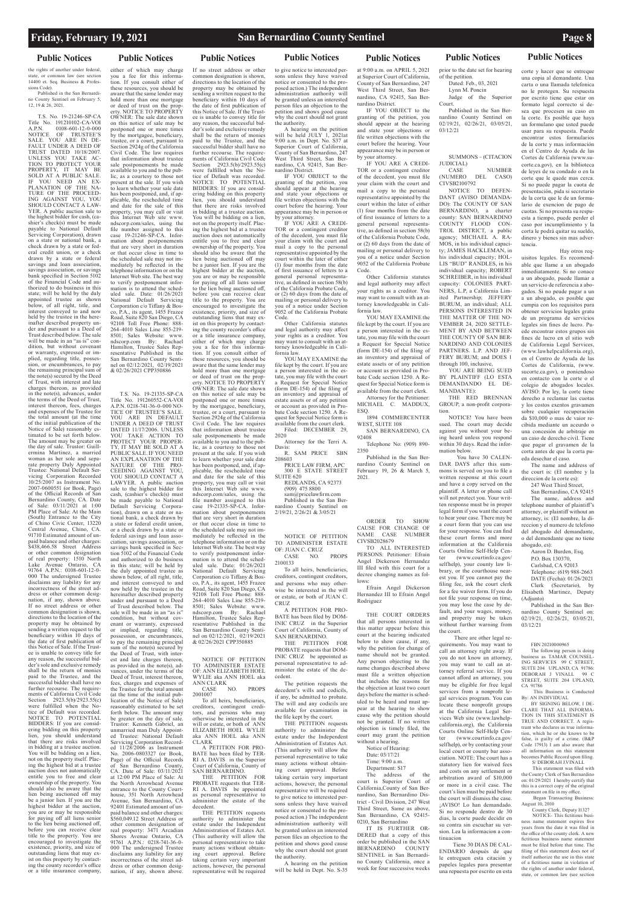the rights of another under federal, state, or common law (see section 14400 et. Seq. Business & Professions Code).

Published in the San Bernardino County Sentinel on February 5, 12, 19 & 26, 2021.

T.S. No. 19-21246-SP-CA Title No. 191210102-CA-VOI A.P.N. 0108-601-12-0-000 NOTICE OF TRUSTEE'S SALE. YOU ARE IN DEFAULT UNDER A DEED OF TRUST DATED 10/18/2007. UNLESS YOU TAKE ACTION TO PROTECT YOUR PROPERTY, IT MAY BE SOLD AT A PUBLIC SALE. IF YOU NEED AN EXPLANATION OF THE NATURE OF THE PROCEEDING AGAINST YOU, YOU SHOULD CONTACT A LAWYER. A public auction sale to the highest bidder for cash, (cashier's check(s) must be made payable to National Default Servicing Corporation), drawn on a state or national bank, a check drawn by a state or federal credit union, or a check drawn by a state or federal savings and loan association, savings association, or savings bank specified in Section 5102 of the Financial Code and authorized to do business in this state; will be held by the duly appointed trustee as shown below, of all right, title, and interest conveyed to and now held by the trustee in the hereinafter described property under and pursuant to a Deed of Trust described below. The sale will be made in an "as is" condition, but without covenant or warranty, expressed or implied, regarding title, possession, or encumbrances, to pay the remaining principal sum of the note(s) secured by the Deed of Trust, with interest and late charges thereon, as provided in the note(s), advances, under the terms of the Deed of Trust, interest thereon, fees, charges and expenses of the Trustee for the total amount (at the time of the initial publication of the Notice of Sale) reasonably estimated to be set forth below. The amount may be greater on the day of sale. Trustor: Guillermina Martinez, a married woman as her sole and separate property Duly Appointed Trustee: National Default Servicing Corporation Recorded 10/25/2007 as Instrument No. 2007-0600551 (or Book, Page) of the Official Records of San Bernardino County, CA. Date of Sale: 03/11/2021 at 1:00 PM Place of Sale: At the Main (South) Entrance to the City of Chino Civic Center, 13220 Central Avenue, Chino, CA. 91710 Estimated amount of unpaid balance and other charges: $438,466.58 Street Address or other common designation of real property: 1510 North Lake Avenue Ontario, CA 91764 A.P.N.: 0108-601-12-0-000 The undersigned Trustee disclaims any liability for any incorrectness of the street address or other common designation, if any, shown above. If no street address or other common designation is shown, directions to the location of the property may be obtained by sending a written request to the beneficiary within 10 days of the date of first publication of this Notice of Sale. If the Trustee is unable to convey title for any reason, the successful bidder's sole and exclusive remedy shall be the return of monies paid to the Trustee, and the successful bidder shall have no further recourse. The requirements of California Civil Code Section 2923.5(b)/2923.55(c) were fulfilled when the Notice of Default was recorded. NOTICE TO POTENTIAL BIDDERS: If you are considering bidding on this property lien, you should understand that there are risks involved in bidding at a trustee auction. You will be bidding on a lien, not on the property itself. Placing the highest bid at a trustee auction does not automatically entitle you to free and clear ownership of the property. You should also be aware that the lien being auctioned off may be a junior lien. If you are the highest bidder at the auction, you are or may be responsible for paying off all liens senior to the lien being auctioned off, before you can receive clear title to the property. You are encouraged to investigate the existence, priority, and size of outstanding liens that may exist on this property by contacting the county recorder's office or a title insurance company, either of which may charge you a fee for this information. If you consult either of these resources, you should be aware that the same lender may hold more than one mortgage or deed of trust on the property. NOTICE TO PROPERTY OWNER: The sale date shown on this notice of sale may be postponed one or more times by the mortgagee, beneficiary, trustee, or a court, pursuant to Section 2924g of the California Civil Code. The law requires that information about trustee sale postponements be made available to you and to the public, as a courtesy to those not present at the sale. If you wish to learn whether your sale date has been postponed, and, if applicable, the rescheduled time and date for the sale of this property, you may call or visit this Internet Web site www.ndscorp.com/sales, using the file number assigned to this case 19-21246-SP-CA. Information about postponements that are very short in duration or that occur close in time to the scheduled sale may not immediately be reflected in the telephone information or on the Internet Web site. The best way to verify postponement information is to attend the scheduled sale. Date: 01/26/2021 National Default Servicing Corporation c/o Tiffany & Bosco, P.A., its agent, 1455 Frazee Road, Suite 820 San Diego, CA 92108 Toll Free Phone: 888-264-4010 Sales Line 855-219-8501; Sales Website: www.ndscorp.com By: Rachael Hamilton, Trustee Sales Representative Published in the San Bernardino County Sentinel on 02/12/2021, 02/19/2021 & 02/26/2021 CPP350886

T.S. No. 19-21335-SP-CA Title No. 191260552-CA-VOI A.P.N. 0218-741-36-0-000 NOTICE OF TRUSTEE'S SALE. YOU ARE IN DEFAULT UNDER A DEED OF TRUST DATED 11/17/2006. UNLESS YOU TAKE ACTION TO PROTECT YOUR PROPERTY, IT MAY BE SOLD AT A PUBLIC SALE. IF YOU NEED AN EXPLANATION OF THE NATURE OF THE PROCEEDING AGAINST YOU, YOU SHOULD CONTACT A LAWYER. A public auction sale to the highest bidder for cash, (cashier's check(s) must be made payable to National Default Servicing Corporation), drawn on a state or national bank, a check drawn by a state or federal credit union, or a check drawn by a state or federal savings and loan association, savings association, or savings bank specified in Section 5102 of the Financial Code and authorized to do business in this state; will be held by the duly appointed trustee as shown below, of all right, title, and interest conveyed to and now held by the trustee in the hereinafter described property under and pursuant to a Deed of Trust described below. The sale will be made in an "as is" condition, but without covenant or warranty, expressed or implied, regarding title, possession, or encumbrances, to pay the remaining principal sum of the note(s) secured by the Deed of Trust, with interest and late charges thereon, as provided in the note(s), advances, under the terms of the Deed of Trust, interest thereon, fees, charges and expenses of the Trustee for the total amount (at the time of the initial publication of the Notice of Sale) reasonably estimated to be set forth below. The amount may be greater on the day of sale. Trustor: Kenneth Gabriel, an unmarried man Duly Appointed Trustee: National Default Servicing Corporation Recorded 11/28/2006 as Instrument No. 2006-0803327 (or Book, Page) of the Official Records of San Bernardino County, CA. Date of Sale: 03/11/2021 at 12:00 PM Place of Sale: At the North Arrowhead Avenue entrance to the County Courthouse, 351 North Arrowhead Avenue, San Bernardino, CA 92401 Estimated amount of unpaid balance and other charges: $560,049.12 Street Address or other common designation of real property: 3471 Arcadian Shores Avenue Ontario, CA 91761 A.P.N.: 0218-741-36-0-000 The undersigned Trustee disclaims any liability for any incorrectness of the street address or other common designation, if any, shown above. If no street address or other common designation is shown, directions to the location of the property may be obtained by sending a written request to the beneficiary within 10 days of the date of first publication of this Notice of Sale. If the Trustee is unable to convey title for any reason, the successful bidder's sole and exclusive remedy shall be the return of monies paid to the Trustee, and the successful bidder shall have no further recourse. The requirements of California Civil Code Section 2923.5(b)/2923.55(c) were fulfilled when the Notice of Default was recorded. NOTICE TO POTENTIAL BIDDERS: If you are considering bidding on this property lien, you should understand that there are risks involved in bidding at a trustee auction. You will be bidding on a lien, not on the property itself. Placing the highest bid at a trustee auction does not automatically entitle you to free and clear ownership of the property. You should also be aware that the lien being auctioned off may be a junior lien. If you are the highest bidder at the auction, you are or may be responsible for paying off all liens senior to the lien being auctioned off, before you can receive clear title to the property. You are encouraged to investigate the existence, priority, and size of outstanding liens that may exist on this property by contacting the county recorder's office or a title insurance company, either of which may charge you a fee for this information. If you consult either of these resources, you should be aware that the same lender may hold more than one mortgage or deed of trust on the property. NOTICE TO PROPERTY OWNER: The sale date shown on this notice of sale may be postponed one or more times by the mortgagee, beneficiary, trustee, or a court, pursuant to Section 2924g of the California Civil Code. The law requires that information about trustee sale postponements be made available to you and to the public, as a courtesy to those not present at the sale. If you wish to learn whether your sale date has been postponed, and, if applicable, the rescheduled time and date for the sale of this property, you may call or visit this Internet Web site www.ndscorp.com/sales, using the file number assigned to this case 19-21335-SP-CA. Information about postponements that are very short in duration or that occur close in time to the scheduled sale may not immediately be reflected in the telephone information or on the Internet Web site. The best way to verify postponement information is to attend the scheduled sale. Date: 01/26/2021 National Default Servicing Corporation c/o Tiffany & Bosco, P.A., its agent, 1455 Frazee Road, Suite 820 San Diego, CA 92108 Toll Free Phone: 888-264-4010 Sales Line 855-219-8501; Sales Website: www.ndscorp.com By: Rachael Hamilton, Trustee Sales Representative Published in the San Bernardino County Sentinel on 02/12/2021, 02/19/2021 & 02/26/2021 CPP350885

NOTICE OF PETITION TO ADMINISTER ESTATE OF: ANN ELIZABETH HOEL WYLIE aka ANN HOEL aka ANN CLARK

CASE NO. PROPS 2001007

To all heirs, beneficiaries, creditors, contingent creditors, and persons who may otherwise be interested in the will or estate, or both of ANN ELIZABETH HOEL WYLIE aka ANN HOEL aka ANN CLARK

A PETITION FOR PROBATE has been filed by TERRI A. DAVIS in the Superior Court of California, County of SAN BERNARDINO.

THE PETITION FOR PROBATE requests that TERRI A. DAVIS be appointed as personal representative to administer the estate of the decedent.

THE PETITION requests authority to administer the estate under the Independent Administration of Estates Act. (This authority will allow the personal representative to take many actions without obtaining court approval. Before taking certain very important actions, however, the personal representative will be required to give notice to interested persons unless they have waived notice or consented to the proposed action.) The independent administration authority will be granted unless an interested person files an objection to the petition and shows good cause why the court should not grant the authority.

A hearing on the petition will be held JULY 1, 2021at 9:00 a.m. in Dept. No. S37 at Superior Court of California, County of San Bernardino, 247 West Third Street, San Bernardino, CA 92415, San Bernardino District.

IF YOU OBJECT to the granting of the petition, you should appear at the hearing and state your objections or file written objections with the court before the hearing. Your appearance may be in person or by your attorney.

IF YOU ARE A CREDITOR or a contingent creditor of the decedent, you must file your claim with the court and mail a copy to the personal representative appointed by the court within the later of either (1) four months from the date of first issuance of letters to a general personal representative, as defined in section 58(b) of the California Probate Code, or (2) 60 days from the date of mailing or personal delivery to you of a notice under section 9052 of the California Probate Code.

Other California statutes and legal authority may affect your rights as a creditor. You may want to consult with an attorney knowledgeable in California law.

YOU MAY EXAMINE the file kept by the court. If you are a person interested in the estate, you may file with the court a Request for Special Notice (form DE-154) of the filing of an inventory and appraisal of estate assets or of any petition or account as provided in Probate Code section 1250. A Request for Special Notice form is available from the court clerk.

Filed: DECEMBER 29, 2020

Attorney for the Terri A. Davis:

R. SAM PRICE SBN 208603

PRICE LAW FIRM, APC

300 E STATE STREET SUITE 620

REDLANDS, CA 92373

(909) 475 8800

sam@pricelawfirm.com

Published in the San Bernardino County Sentinel on 2/19/21, 2/26/21 & 3/05/21

NOTICE OF PETITION TO ADMINISTER ESTATE OF: JUAN C. CRUZ

CASE NO. PROPS 2100133

To all heirs, beneficiaries, creditors, contingent creditors, and persons who may otherwise be interested in the will or estate, or both of JUAN C. CRUZ

A PETITION FOR PROBATE has been filed by DOMINIC CRUZ in the Superior Court of California, County of SAN BERNARDINO.

THE PETITION FOR PROBATE requests that DOMINIC CRUZ be appointed as personal representative to administer the estate of the decedent.

The petition requests the decedent's wills and codicils, if any, be admitted to probate. The will and any codicils are available for examination in the file kept by the court.

THE PETITION requests authority to administer the estate under the Independent Administration of Estates Act. (This authority will allow the personal representative to take many actions without obtaining court approval. Before taking certain very important actions, however, the personal representative will be required to give notice to interested persons unless they have waived notice or consented to the proposed action.) The independent administration authority will be granted unless an interested person files an objection to the petition and shows good cause why the court should not grant the authority.

A hearing on the petition will be held in Dept. No. S-35 at 9:00 a.m. on APRIL 5, 2021 at Superior Court of California, County of San Bernardino, 247 West Third Street, San Bernardino, CA 92415, San Bernardino District.

IF YOU OBJECT to the granting of the petition, you should appear at the hearing and state your objections or file written objections with the court before the hearing. Your appearance may be in person or by your attorney.

IF YOU ARE A CREDITOR or a contingent creditor of the decedent, you must file your claim with the court and mail a copy to the personal representative appointed by the court within the later of either (1) four months from the date of first issuance of letters to a general personal representative, as defined in section 58(b) of the California Probate Code, or (2) 60 days from the date of mailing or personal delivery to you of a notice under section 9052 of the California Probate Code.

Other California statutes and legal authority may affect your rights as a creditor. You may want to consult with an attorney knowledgeable in California law.

YOU MAY EXAMINE the file kept by the court. If you are a person interested in the estate, you may file with the court a Request for Special Notice (form DE-154) of the filing of an inventory and appraisal of estate assets or of any petition or account as provided in Probate Code section 1250. A Request for Special Notice form is available from the court clerk.

Attorney for the Petitioner: MICHAEL C. MADDUX, ESQ.

1894 COMMERCENTER WEST, SUITE 108

SAN BERNARDINO, CA 92408

Telephone No: (909) 890-2350

Published in the San Bernardino County Sentinel on February 19, 26 & March 5, 2021.

ORDER TO SHOW CAUSE FOR CHANGE OF NAME CASE NUMBER CIVSB2028679

TO ALL INTERESTED PERSONS: Petitioner: Efrain Angel Dickerson Hernandez III filed with this court for a decree changing names as follows:

Efrain Angel Dickerson Hernandez III to Efrain Angel Rodriguez

THE COURT ORDERS that all persons interested in this matter appear before this court at the hearing indicated below to show cause, if any, why the petition for change of name should not be granted. Any person objecting to the name changes described above must file a written objection that includes the reasons for the objection at least two court days before the matter is scheduled to be heard and must appear at the hearing to show cause why the petition should not be granted. If no written objection is timely filed, the court may grant the petition without a hearing.

Notice of Hearing:

Date: 03/17/21

Time: 9:00 a.m.

Department: S17

The address of the court is Superior Court of California,County of San Bernardino, San Bernardino District - Civil Division, 247 West Third Street, Same as above, San Bernardino, CA 92415-0210, San Bernardino

IT IS FURTHER ORDERED that a copy of this order be published in the SAN BERNARDINO COUNTY SENTINEL in San Bernardino County California, once a week for four successive weeks prior to the date set for hearing of the petition.

Dated: Feb., 03, 2021

Lynn M. Poncin

Judge of the Superior Court.

Published in the San Bernardino County Sentinel on 02/19/21, 02/26/21, 03/05/21, 03/12/21

SUMMONS – (CITACION JUDICIAL)

CASE NUMBER (NUMERO DEL CASO) CIVSB2100792

NOTICE TO DEFENDANT (AVISO DEMANDADO): The COUNTY OF SAN BERNARDINO, a charter county: SAN BERNARDINO COUNTY FLOOD CONTROL DISTRICT, a public agency; MICHAEL A. RAMOS, in his individual capacity; JAMES HACKLEMAN, in his individual capacity; HOLLIS "BUD" RANDLES, in his individual capacity; ROBERT SCHREIBER, in his individual capacity: COLONIES PARTNERS, L.P, a California Limited Partnership; JEFFERY BURUM, an individual; ALL PERSONS INTERESTED IN THE MATTER OF THE NOVEMBER 24, 2020 SETTLEMENT BY AND BETWEEN THE COUNTY OF SAN BERNARDINO AND COLONIES PARTNERS. L.P. AND JEFFERY BURUM; and DOES 1 through 100, inclusive,

YOU ARE BEING SUED BY PLAINTIFF (LO ESTA DEMANDANDO EL DEMANDANTE):

THE RED BRENNAN GROUP, a non-profit corporation.

NOTICE! You have been sued. The court may decide against you without your being heard unless you respond within 30 days. Read the information below.

You have 30 CALENDAR DAYS after this summons is served on you to file a written response at this court and have a copy served on the plaintiff. A letter or phone call will not protect you. Your written response must be in proper legal form if you want the court to hear your case. There may be a court form that you can use for your response. You can find these court forms and more information at the California Courts Online Self-Help Center (www.courtinfo.ca.gov/selfhelp), your county law library, or the courthouse nearest you. If you cannot pay the filing fee, ask the court clerk for a fee waiver form. If you do not file your response on time, you may lose the case by default, and your wages, money, and property may be taken without further warning from the court.

There are other legal requirements. You may want to call an attorney right away. If you do not know an attorney, you may want to call an attorney referral service. If you cannot afford an attorney, you may be eligible for free legal services from a nonprofit legal services program. You can locate these nonprofit groups at the California Legal Services Web site (www.lawhelpcalifornia.org), the California Courts Online Self-Help Center (www.courtinfo.ca.gov/selfhelp), or by contacting your local court or county bar association. NOTE: The court has a statutory lien for waived fees and costs on any settlement or arbitration award of $10,000 or more in a civil case. The court's lien must be paid before the court will dismiss the case. ¡AVISO! Lo han demandado. Si no responde dentro de 30 días, la corte puede decidir en su contra sin escuchar su version. Lea la informacion a continuacion

Tiene 30 DIAS DE CALENDARIO después de que le entreguen esta citación y papeles legales para presentar una repuesta por escrito en esta corte y hacer que se entregue una copia al demandante. Una carta o una llamada telefonica no le protegen. Su respuesta por escrito tiene que estar en formato legal correcto si desea que procesen su caso en la corte. Es posible que haya un formulario que usted puede usar para su respuesta. Puede encontrar estos formularios de la corte y mas información en el Centro de Ayuda de las Cortes de California (www.sucorte.ca.gov), en la biblioteca de leyes de su condado o en la corte que le quede mas cerca. Si no puede pagar la cuota de presentación, pida si secretario de la corta que le de un formulario de exencion de pago de cuotas. Si no presenta su respuesta a tiempo, puede perder el caso por incumplimiento y la corte le podrá quitar su sueldo, dinero y bienes sin mas advertencia.

Hay otros requisitos legales. Es recomendable que llame a un abogado inmediatamente. Si no conace a un abogado, puede llamar a un servicio de referencia a abogados. Si no peude pagar a un a un abogado, es posible que cumpia con los requisitos para obtener servicios legales gratuitos de un programa de servicios legales sin fines de lucro. Puede encontrar estos grupos sin fines de lucro en el sitio web de California Legal Services, (www.lawhelpcalifornia.org), en el Centro de Ayuda de las Cortes de California, (www.sucorte.ca.gov), o poniendoso en contacto con la corte o el colegio de abogados locales. AVISO: Por ley, la corte tiene derecho a reclamar las cuotas y los costos exentos gravamen sobre cualquier recuperacion da $10,000 o mas de vaior recibida mediante un acuerdo o una concesión de arbitraje en un caso de derecho civil. Tiene que pagar el gravamen de la corta antes de que la corta pueda desechar el caso.

The name and address of the court is: (El nombre y la direccion de la corte es):

247 West Third Street,

San Bernardino, CA 92415

The name, address and telephone number of plaintiff's attorney, or plaintiff without an attorney, is: (El nombre, la direccion y el numero de telefono del abogado del demandante, o del demendante que no tiene abogado, es):

Aaron D. Burden, Esq.

P.O. Box 130370,

Carlsbad, CA 92013

Telephone: (619) 988-2663

DATE (Fecha): 01/26/2021

Clerk (Secretario), by Elisabeth Martinez, Deputy (Adjunto)

Published in the San Bernardino County Sentinel on: 02/19/21, 02/26/21, 03/05/21, 03/12/21

FBN 20210000965

The following person is doing business as TAMAR COUNSELING SERVICES 99 C STREET, SUITE 204 UPLAND, CA 91786: DEBORAH J VINALL 99 C STREET, SUITE 204 UPLAND, CA 91786

This Business is Conducted By: AN INDIVIDUAL

BY SIGNING BELOW, I DECLARE THAT ALL INFORMATION IN THIS STATEMENT IS TRUE AND CORRECT. A registrant who declares as true information, which he or she knows to be false, is guilty of a crime. (B&P Code 17913) I am also aware that all information on this statement becomes Public Record upon filing.

S/ DEBORAH J VINALL

This statement was filed with the County Clerk of San Bernardino on: 01/29/2021 I hereby certify that this is a correct copy of the original statement on file in my office.

Began Transacting Business: August 10, 2010

County Clerk, Deputy I1327

NOTICE- This fictitious business name statement expires five years from the date it was filed in the office of the county clerk. A new fictitious business name statement must be filed before that time. The filing of this statement does not of itself authorize the use in this state of a fictitious name in violation of the rights of another under federal, state, or common law (see section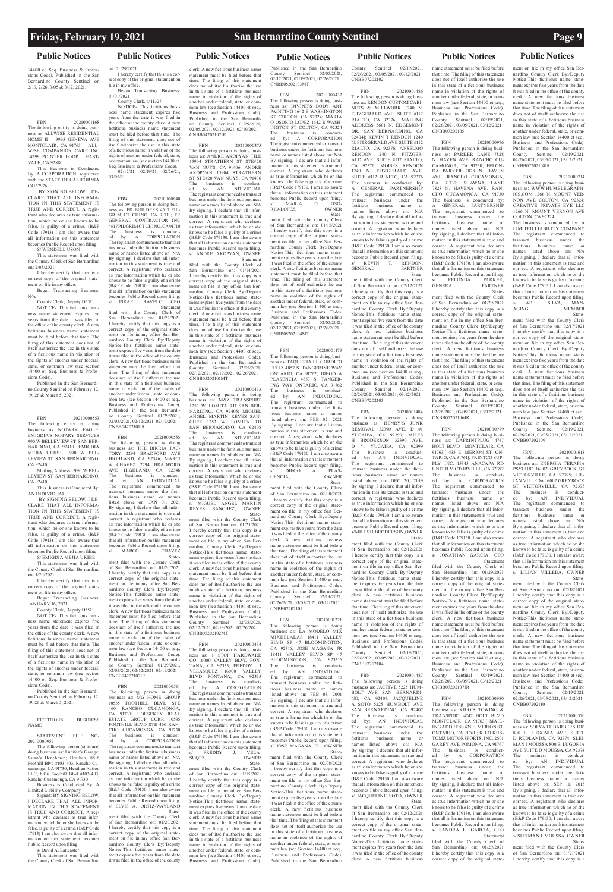## Public Notices

14400 et. Seq. Business & Professions Code). Published in the San Bernardino County Sentinel on 2/19, 2/26, 3/05 & 3/12, 2021.

FBN 20210001168
The following entity is doing business as ALLWISE RESIDENTIAL HOME II 9995 GENEVA AVE MONTCLAIR, CA 91763 ALLWISE COMPANION CARE INC 14299 POINTER LOOP EASTVALE, CA 92880
This Business is Conducted By: A CORPORATION registered with the STATE OF CALIFORNIA C4167976
BY SIGNING BELOW, I DECLARE THAT ALL INFORMATION IN THIS STATEMENT IS TRUE AND CORRECT. A registrant who declares as true information, which he or she knows to be false, is guilty of a crime. (B&P Code 17913) I am also aware that all information on this statement becomes Public Record upon filing.
S/ WENDELL USON
This statement was filed with the County Clerk of San Bernardino on: 2/05/2021
I hereby certify that this is a correct copy of the original statement on file in my office.
Began Transacting Business: N/A
County Clerk, Deputy D5511
NOTICE- This fictitious business name statement expires five years from the date it was filed in the office of the county clerk. A new fictitious business name statement must be filed before that time. The filing of this statement does not of itself authorize the use in this state of a fictitious business name in violation of the rights of another under federal, state, or common law (see section 14400 et. Seq. Business & Professions Code).
Published in the San Bernardino County Sentinel on February 12, 19, 26 & March 5, 2021.

FBN 20210000553
The following entity is doing business as NOTARY EAGLE: EMIGDIA'S NOTARY SERVICES 990 W BELLEVIEW ST SAN BERNARDINO, CA 92410 EMIGDIA MEJIA URIBE 990 W BELLEVIEW ST SAN BERNARDINO, CA 92410
Mailing Address: 990 W BELLEVIEW ST SAN BERNARDINO, CA 92410
This Business is Conducted By: AN INDIVIDUAL
BY SIGNING BELOW, I DECLARE THAT ALL INFORMATION IN THIS STATEMENT IS TRUE AND CORRECT. A registrant who declares as true information, which he or she knows to be false, is guilty of a crime. (B&P Code 17913) I am also aware that all information on this statement becomes Public Record upon filing.
S/ EMIGDIA MEJIA URIBE
This statement was filed with the County Clerk of San Bernardino on: 1/20/2021
I hereby certify that this is a correct copy of the original statement on file in my office.
Began Transacting Business: JANUARY 16, 2021
County Clerk, Deputy D5511
NOTICE- This fictitious business name statement expires five years from the date it was filed in the office of the county clerk. A new fictitious business name statement must be filed before that time. The filing of this statement does not of itself authorize the use in this state of a fictitious business name in violation of the rights of another under federal, state, or common law (see section 14400 et. Seq. Business & Professions Code).
Published in the San Bernardino County Sentinel on February 12, 19, 26 & March 5, 2021.

FICTITIOUS BUSINESS NAME STATEMENT FILE NO-20210000959
The following person(s) is(are) doing business as: Lucifer's Garage; Satan's Henchmen; Heathen, 8816 Foothill Blvd #103-403, Rancho Cucamonga, CA 91730, Heathen Nation LLC, 8816 Foothill Blvd #103-403, Rancho Cucamonga, CA 91730
Business is Conducted By: A Limited Liability Company
Signed: BY SIGNING BELOW, I DECLARE THAT ALL INFORMATION IN THIS STATEMENT IS TRUE AND CORRECT. A registrant who declares as true information, which he or she knows to be false, is guilty of a crime. (B&P Code 17913) I am also aware that all information on this statement becomes Public Record upon filing.
s/ David A. Lancaster
This statement was filed with the County Clerk of San Bernardino on: 01/29/2021
I hereby certify that this is a correct copy of the original statement on file in my office.
Began Transacting Business: 01/01/2021
County Clerk, s/ I1327
NOTICE- This fictitious business name statement expires five years from the date it was filed in the office of the county clerk. A new fictitious business name statement must be filed before that time. The filing of this statement does not of itself authorize the use in this state of a fictitious business name in violation of the rights of another under federal, state, or common law (see section 14400 et. Seq. Business & Professions Code).
02/12/21, 02/19/21, 02/26/21, 03/05/21

FBN 20210000640
The following person is doing business as: FR BUILDERS 4617 PILGRIM CT CHINO, CA 91710; FR GENERAL CONTRACTOR INC 4617PILGRIM CT CHINO, CA 91710
The business is conducted by: A CORPORATION
The registrant commenced to transact business under the fictitious business name or names listed above on: N/A
By signing, I declare that all information in this statement is true and correct. A registrant who declares as true information which he or she knows to be false is guilty of a crime (B&P Code 179130. I am also aware that all information on this statement becomes Public Record upon filing.
s/ ISRAEL RAVELO, CEO
Statement filed with the County Clerk of San Bernardino on: 01/22/2021
I hereby certify that this copy is a correct copy of the original statement on file in my office San Bernardino County Clerk By:/Deputy
Notice-This fictitious name statement expires five years from the date it was filed in the office of the county clerk. A new fictitious business name statement must be filed before that time. The filing of this statement does not of itself authorize the use in this state of a fictitious business name in violation of the rights of another under federal, state, or common law (see Section 14400 et seq., Business and Professions Code).
Published in the San Bernardino County Sentinel 01/29/2021, 02/05/2021, 02/12/2021, 02/19/2021
CNBB04202101IR

FBN 20210000555
The following person is doing business as: THE BIRRIA FACTORY 2294 BRADFORD AVE HIGHLAND, CA 92346; MARCO A CHAVEZ 2294 BRADFORD AVE HIGHLAND, CA 92346
The business is conducted by: AN INDIVIDUAL
The registrant commenced to transact business under the fictitious business name or names listed above on: JAN 01, 2021
By signing, I declare that all information in this statement is true and correct. A registrant who declares as true information which he or she knows to be false is guilty of a crime (B&P Code 179130. I am also aware that all information on this statement becomes Public Record upon filing.
s/ MARCO A CHAVEZ
Statement filed with the County Clerk of San Bernardino on: 01/20/2021
I hereby certify that this copy is a correct copy of the original statement on file in my office San Bernardino County Clerk By:/Deputy
Notice-This fictitious name statement expires five years from the date it was filed in the office of the county clerk. A new fictitious business name statement must be filed before that time. The filing of this statement does not of itself authorize the use in this state of a fictitious business name in violation of the rights of another under federal, state, or common law (see Section 14400 et seq., Business and Professions Code).
Published in the San Bernardino County Sentinel 01/29/2021, 02/05/2021, 02/12/2021, 02/19/2021
CNBB04202102IR

FBN 20210000561
The following person is doing business as: MG HOME GROUP 10535 FOOTHILL BLVD STE 460 RANCHO CUCAMONGA, CA 91730; HOUSEKEY REAL ESTATE GROUP CORP. 10535 FOOTHILL BLVD STE 460 RANCHO CUCAMONGA, CA 91730
The business is conducted by: A CORPORATION
The registrant commenced to transact business under the fictitious business name or names listed above on: N/A
By signing, I declare that all information in this statement is true and correct. A registrant who declares as true information which he or she knows to be false is guilty of a crime (B&P Code 179130. I am also aware that all information on this statement becomes Public Record upon filing.
s/ ELVIS A. ORTIZ-WAYLAND
Statement filed with the County Clerk of San Bernardino on: 01/20/2021
I hereby certify that this copy is a correct copy of the original statement on file in my office San Bernardino County Clerk By:/Deputy
Notice-This fictitious name statement expires five years from the date it was filed in the office of the county clerk. A new fictitious business name statement must be filed before that time. The filing of this statement does not of itself authorize the use in this state of a fictitious business name in violation of the rights of another under federal, state, or common law (see Section 14400 et seq., Business and Professions Code).
Published in the San Bernardino County Sentinel 02/05/2021, 02/12/2021, 02/19/2021, 02/26/2021
CNBB04202102IR

FBN 20210000375
The following person is doing business as: ANDRE AKOPYAN TILE 15904 STRATHERN ST STE#20 VAN NUYS, CA 91406; ANDRE AKOPYAN 15904 STRATHERN ST STE#20 VAN NUYS, CA 91406
The business is conducted by: AN INDIVIDUAL
The registrant commenced to transact business under the fictitious business name or names listed above on: N/A
By signing, I declare that all information in this statement is true and correct. A registrant who declares as true information which he or she knows to be false is guilty of a crime (B&P Code 179130. I am also aware that all information on this statement becomes Public Record upon filing.
s/ ANDRE AKOPYAN, OWNER
Statement filed with the County Clerk of San Bernardino on: 01/14/2021
I hereby certify that this copy is a correct copy of the original statement on file in my office San Bernardino County Clerk By:/Deputy
Notice-This fictitious name statement expires five years from the date it was filed in the office of the county clerk. A new fictitious business name statement must be filed before that time. The filing of this statement does not of itself authorize the use in this state of a fictitious business name in violation of the rights of another under federal, state, or common law (see Section 14400 et seq., Business and Professions Code).
Published in the San Bernardino County Sentinel 02/05/2021, 02/12/2021, 02/19/2021, 02/26/2021
CNBB05202101MT

FBN 20210000433
The following person is doing business as: M&Z TRANSPORT 1253 W. LOMITA RD SAN BERNARDINO, CA 92405; MIGUEL ANGEL MARTIN REYES SANCHEZ 1253 W. LOMITA RD SAN BERNARDINO, CA 92405
The business is conducted by: AN INDIVIDUAL
The registrant commenced to transact business under the fictitious business name or names listed above on: N/A
By signing, I declare that all information in this statement is true and correct. A registrant who declares as true information which he or she knows to be false is guilty of a crime (B&P Code 179130. I am also aware that all information on this statement becomes Public Record upon filing.
s/ MIGUEL ANGEL MARTIN REYES SANCHEZ, OWNER
Statement filed with the County Clerk of San Bernardino on: 01/25/2021
I hereby certify that this copy is a correct copy of the original statement on file in my office San Bernardino County Clerk By:/Deputy
Notice-This fictitious name statement expires five years from the date it was filed in the office of the county clerk. A new fictitious business name statement must be filed before that time. The filing of this statement does not of itself authorize the use in this state of a fictitious business name in violation of the rights of another under federal, state, or common law (see Section 14400 et seq., Business and Professions Code).
Published in the San Bernardino County Sentinel 02/05/2021, 02/12/2021, 02/19/2021, 02/26/2021
CNBB05202102MT

FBN 20210000434
The following person is doing business as: 1 STOP HARDWARE CO 16000 VALLEY BLVD FONTANA, CA 92335; FREDDY J VELASQUEZ 16000 VALLEY BLVD FONTANA, CA 92335
The business is conducted by: A CORPORATION
The registrant commenced to transact business under the fictitious business name or names listed above on: N/A
By signing, I declare that all information in this statement is true and correct. A registrant who declares as true information which he or she knows to be false is guilty of a crime (B&P Code 179130. I am also aware that all information on this statement becomes Public Record upon filing.
s/ FREDDY J. VELASUQEZ, OWNER
Statement filed with the County Clerk of San Bernardino on: 01/15/2021
I hereby certify that this copy is a correct copy of the original statement on file in my office San Bernardino County Clerk By:/Deputy
Notice-This fictitious name statement expires five years from the date it was filed in the office of the county clerk. A new fictitious business name statement must be filed before that time. The filing of this statement does not of itself authorize the use in this state of a fictitious business name in violation of the rights of another under federal, state, or common law (see Section 14400 et seq., Business and Professions Code).
Published in the San Bernardino County Sentinel 02/05/2021, 02/12/2021, 02/19/2021, 02/26/2021
CNBB05202103MT

FBN 20210000437
The following person is doing business as: DIVINE'S BODY ART PAINTING 1642 E WASHINGTON ST COLTON, CA 92324; MARIA O OSORIO-LOPEZ 1642 E WASHINGTON ST COLTON, CA 92324
The business is conducted by: A CORPORATION
The registrant commenced to transact business under the fictitious business name or names listed above on: N/A
By signing, I declare that all information in this statement is true and correct. A registrant who declares as true information which he or she knows to be false is guilty of a crime (B&P Code 179130. I am also aware that all information on this statement becomes Public Record upon filing.
s/ MARIA D. OSORIO-LOPEZ, OWNER
Statement filed with the County Clerk of San Bernardino on: 01/15/2021
I hereby certify that this copy is a correct copy of the original statement on file in my office San Bernardino County Clerk By:/Deputy
Notice-This fictitious name statement expires five years from the date it was filed in the office of the county clerk. A new fictitious business name statement must be filed before that time. The filing of this statement does not of itself authorize the use in this state of a fictitious business name in violation of the rights of another under federal, state, or common law (see Section 14400 et seq., Business and Professions Code).
Published in the San Bernardino County Sentinel 02/05/2021, 02/12/2021, 02/19/2021, 02/26/2021
CNBB05202104MT

FBN 20210001179
The following person is doing business as: TAQUERIA EL GORDITO FELIZ 4857 S. TANGERINE WAY ONTARIO, CA 91762; DIEGO A PLASENCIA 4857 S. TANGERING WAY ONTARIO, CA 91762
The business is conducted by: AN INDIVIDUAL
The registrant commenced to transact business under the fictitious business name or names listed above on: FEB 02, 2021
By signing, I declare that all information in this statement is true and correct. A registrant who declares as true information which he or she knows to be false is guilty of a crime (B&P Code 179130. I am also aware that all information on this statement becomes Public Record upon filing.
s/ DIEGO A. PLASCENCIA, OWNER
Statement filed with the County Clerk of San Bernardino on: 02/08/2021
I hereby certify that this copy is a correct copy of the original statement on file in my office San Bernardino County Clerk By:/Deputy
Notice-This fictitious name statement expires five years from the date it was filed in the office of the county clerk. A new fictitious business name statement must be filed before that time. The filing of this statement does not of itself authorize the use in this state of a fictitious business name in violation of the rights of another under federal, state, or common law (see Section 14400 et seq., Business and Professions Code).
Published in the San Bernardino County Sentinel 02/19/2021, 02/26/2021, 03/05/2021, 03/12/2021
CNBB07202101

FBN 20210001221
The following person is doing business as: LA MODELO MIX MIXHELADAS 18411 VALLEY BLVD SP 47 BLOOMINGTON, CA 92316; JOSE MAGANA JR 18411 VALLEY BLVD SP 47 BLOOMINGTON, CA 923316
The business is conducted by: AN INDIVIDUAL
The registrant commenced to transact business under the fictitious business name or names listed above on: FEB 03, 2001
By signing, I declare that all information in this statement is true and correct. A registrant who declares as true information which he or she knows to be false is guilty of a crime (B&P Code 179130. I am also aware that all information on this statement becomes Public Record upon filing.
s/ JOSE MAGANA JR., OWNER
Statement filed with the County Clerk of San Bernardino on: 02/08/2021
I hereby certify that this copy is a correct copy of the original statement on file in my office San Bernardino County Clerk By:/Deputy
Notice-This fictitious name statement expires five years from the date it was filed in the office of the county clerk. A new fictitious business name statement must be filed before that time. The filing of this statement does not of itself authorize the use in this state of a fictitious business name in violation of the rights of another under federal, state, or common law (see Section 14400 et seq., Business and Professions Code).
Published in the San Bernardino County Sentinel 02/19/2021, 02/26/2021, 03/05/2021, 03/12/2021
CNBB07202102

FBN 20210001486
The following person is doing business as: RENDON CUSTOM CABINETS & MILLWORK 1240 N. FITZGERALD AVE. SUITE #112 RIALTO, CA 92376;[ MAILING ADDRESS 5601 N. EDGEMONT DR. SAN BERNARDINO, CA 92404]; KEVIN T RENDON 1240 N. FITZGERALD AVE SUITE #112 RIALTO, CA 92376; ANSELMO RENDON 1240 N. FITZGERALD AVE. SUITE #112 RIALTO, CA 92376; MOISES RENDON 1240 N. FITZGERALD AVE. SUITE #112 RIALTO, CA 92376
The business is conducted by: A GENERAL PARTNERSHIP
The registrant commenced to transact business under the fictitious business name or names listed above on: N/A
By signing, I declare that all information in this statement is true and correct. A registrant who declares as true information which he or she knows to be false is guilty of a crime (B&P Code 179130. I am also aware that all information on this statement becomes Public Record upon filing.
s/ KEVIN T. RENDON, GENERAL PARTNER
Statement filed with the County Clerk of San Bernardino on: 02/12/2021
I hereby certify that this copy is a correct copy of the original statement on file in my office San Bernardino County Clerk By:/Deputy
Notice-This fictitious name statement expires five years from the date it was filed in the office of the county clerk. A new fictitious business name statement must be filed before that time. The filing of this statement does not of itself authorize the use in this state of a fictitious business name in violation of the rights of another under federal, state, or common law (see Section 14400 et seq., Business and Professions Code).
Published in the San Bernardino County Sentinel 02/19/2021, 02/26/2021, 03/05/2021, 03/12/2021
CNBB07202103

FBN 20210001484
The following person is doing business as: HENRY'S JUNK REMOVAL 32390 AVE. D #1 YUCAIPA, CA 92399; MILES H BRODERSON 32390 AVE. D #1 YUCAIPA, CA 92399
The business is conducted by: AN INDIVIDUAL
The registrant commenced to transact business under the fictitious business name or names listed above on: DEC 20, 2019
By signing, I declare that all information in this statement is true and correct. A registrant who declares as true information which he or she knows to be false is guilty of a crime (B&P Code 179130. I am also aware that all information on this statement becomes Public Record upon filing.
s/MILESH. BRODERSON, OWNER
Statement filed with the County Clerk of San Bernardino on: 02/12/2021
I hereby certify that this copy is a correct copy of the original statement on file in my office San Bernardino County Clerk By:/Deputy
Notice-This fictitious name statement expires five years from the date it was filed in the office of the county clerk. A new fictitious business name statement must be filed before that time. The filing of this statement does not of itself authorize the use in this state of a fictitious business name in violation of the rights of another under federal, state, or common law (see Section 14400 et seq., Business and Professions Code).
Published in the San Bernardino County Sentinel 02/19/2021, 02/26/2021, 03/05/2021, 03/12/2021
CNBB07202104

FBN 20210001487
The following person is doing business as: JACTIVE 5225 HUMBOLT AVE SAN BERNARDINO, CA 92407; JACQUELINE A SOTO 5225 HUMBOLT AVE SAN BERNARDINO, CA 92407
The business is conducted by: AN INDIVIDUAL
The registrant commenced to transact business under the fictitious business name or names listed above on: N/A
By signing, I declare that all information in this statement is true and correct. A registrant who declares as true information which he or she knows to be false is guilty of a crime (B&P Code 179130. I am also aware that all information on this statement becomes Public Record upon filing.
s/ JACQUELINE SOTO, OWNER
Statement filed with the County Clerk of San Bernardino on: 02/12/2021
I hereby certify that this copy is a correct copy of the original statement on file in my office San Bernardino County Clerk By:/Deputy
Notice-This fictitious name statement expires five years from the date it was filed in the office of the county clerk. A new fictitious business name statement must be filed before that time. The filing of this statement does not of itself authorize the use in this state of a fictitious business name in violation of the rights of another under federal, state, or common law (see Section 14400 et seq., Business and Professions Code).
Published in the San Bernardino County Sentinel 02/19/2021, 02/26/2021, 03/05/2021, 03/12/2021
CNBB07202105

FBN 20210000976
The following person is doing business as: PARKER LANE 7828 N. HAVEN AVE. RANCHO CUCAMONGA, CA 91730; FELONDA PARKER 7828 N. HAVEN AVE. RANCHO CUCAMONGA, CA 91730; SHAWNA LANE 7828 N. HAVENA AVE. RANCHO CUCAMONGA, CA 91730
The business is conducted by: A GENERAL PARTNERSHIP
The registrant commenced to transact business under the fictitious business name or names listed above on: N/A
By signing, I declare that all information in this statement is true and correct. A registrant who declares as true information which he or she knows to be false is guilty of a crime (B&P Code 179130. I am also aware that all information on this statement becomes Public Record upon filing.
s/ FELONDA PARKER, GENERAL PARTNER
Statement filed with the County Clerk of San Bernardino on: 01/29/2021
I hereby certify that this copy is a correct copy of the original statement on file in my office San Bernardino County Clerk By:/Deputy
Notice-This fictitious name statement expires five years from the date it was filed in the office of the county clerk. A new fictitious business name statement must be filed before that time. The filing of this statement does not of itself authorize the use in this state of a fictitious business name in violation of the rights of another under federal, state, or common law (see Section 14400 et seq., Business and Professions Code).
Published in the San Bernardino County Sentinel 02/19/2021, 02/26/2021, 03/05/2021, 03/12/2021
CNBB07202106IR

FBN 20210000979
The following person is doing business as: DAPRINTPLUG 4747 HOLT BLVD MONTCLAIR, CA 91763;[ 435 E. MERION ST. ONTARIO, CA 91761]; PRINTCO SUPPLY, INC. 15345 ANACAPA RD UNIT B VICTORVILLE, CA 92392
The business is conducted by: A CORPORATION
The registrant commenced to transact business under the fictitious business name or names listed above on: N/A
By signing, I declare that all information in this statement is true and correct. A registrant who declares as true information which he or she knows to be false is guilty of a crime (B&P Code 179130. I am also aware that all information on this statement becomes Public Record upon filing.
s/ JONATHAN GARCIA, CEO
Statement filed with the County Clerk of San Bernardino on: 01/29/2021
I hereby certify that this copy is a correct copy of the original statement on file in my office San Bernardino County Clerk By:/Deputy
Notice-This fictitious name statement expires five years from the date it was filed in the office of the county clerk. A new fictitious business name statement must be filed before that time. The filing of this statement does not of itself authorize the use in this state of a fictitious business name in violation of the rights of another under federal, state, or common law (see Section 14400 et seq., Business and Professions Code).
Published in the San Bernardino County Sentinel 02/19/2021, 02/26/2021, 03/05/2021, 03/12/2021
CNBB07202107IR

FBN 20210000980
The following person is doing business as: KILO'S TOWING & TRANSPORT 4747 HOLT BLVD MONTCLAIR, CA 91763;[ MAILING ADDRESS 435 E. MERION ST. ONTARIO, CA 91761]; KILO KUSTOMZ MOTORSPORTS, INC. 2501 GAREY AVE POMONA, CA 91767
The business is conducted by: A CORPORATION
The registrant commenced to transact business under the fictitious business name or names listed above on: N/A
By signing, I declare that all information in this statement is true and correct. A registrant who declares as true information which he or she knows to be false is guilty of a crime (B&P Code 179130. I am also aware that all information on this statement becomes Public Record upon filing.
s/ SANDRA L. GARCIA, CEO
Statement filed with the County Clerk of San Bernardino on: 01/29/2021
I hereby certify that this copy is a correct copy of the original statement on file in my office San Bernardino County Clerk By:/Deputy
Notice-This fictitious name statement expires five years from the date it was filed in the office of the county clerk. A new fictitious business name statement must be filed before that time. The filing of this statement does not of itself authorize the use in this state of a fictitious business name in violation of the rights of another under federal, state, or common law (see Section 14400 et seq., Business and Professions Code).
Published in the San Bernardino County Sentinel 02/19/2021, 02/26/2021, 03/05/2021, 03/12/2021
CNBB07202108IR

FBN 20210000714
The following person is doing business as: WWW.HUMBLEGRAPHICS.COM 1266 N. MOUNT VERNON AVE COLTON, CA 92324; CREATIVE PRIVATE EYE LLC 1266 N. MOUNT VERNON AVE COLTON, CA 92324
The business is conducted by: A LIMITED LIABILITY COMPANY
The registrant commenced to transact business under the fictitious business name or names listed above on: N/A
By signing, I declare that all information in this statement is true and correct. A registrant who declares as true information which he or she knows to be false is guilty of a crime (B&P Code 179130. I am also aware that all information on this statement becomes Public Record upon filing.
s/ ABEL SILVA, MANAGING MEMBER
Statement filed with the County Clerk of San Bernardino on: 02/17/2021
I hereby certify that this copy is a correct copy of the original statement on file in my office San Bernardino County Clerk By:/Deputy
Notice-This fictitious name statement expires five years from the date it was filed in the office of the county clerk. A new fictitious business name statement must be filed before that time. The filing of this statement does not of itself authorize the use in this state of a fictitious business name in violation of the rights of another under federal, state, or common law (see Section 14400 et seq., Business and Professions Code).
Published in the San Bernardino County Sentinel 02/19/2021, 02/26/2021, 03/05/2021, 03/12/2021
CNBB07202109

FBN 20210001613
The following person is doing business as: ENERGIA TERAPIA PSYCHIC 16002 GREYROCK ST VICTORVILLE, CA 92395; LILIAN VILLEDA 16002 GREYROCK ST VICTORVILLE, CA 92395
The business is conducted by: AN INDIVIDUAL
The registrant commenced to transact business under the fictitious business name or names listed above on: N/A
By signing, I declare that all information in this statement is true and correct. A registrant who declares as true information which he or she knows to be false is guilty of a crime (B&P Code 179130. I am also aware that all information on this statement becomes Public Record upon filing.
s/ LILIAN VILLEDA, OWNER
Statement filed with the County Clerk of San Bernardino on: 02/18/2021
I hereby certify that this copy is a correct copy of the original statement on file in my office San Bernardino County Clerk By:/Deputy
Notice-This fictitious name statement expires five years from the date it was filed in the office of the county clerk. A new fictitious business name statement must be filed before that time. The filing of this statement does not of itself authorize the use in this state of a fictitious business name in violation of the rights of another under federal, state, or common law (see Section 14400 et seq., Business and Professions Code).
Published in the San Bernardino County Sentinel 02/19/2021, 02/26/2021, 03/05/2021, 03/12/2021
CNBB07202110

FBN 20210000570
The following person is doing business as: SOLYART BARBERSHOP 800 E. LUGONIA AVE. SUITE D REDLANDS, CA 92374; SLEIMAN I MOUSSA 800 E. LUGONIA AVE SUITE D MOUSSA, CA 92374
The business is conducted by: AN INDIVIDUAL
The registrant commenced to transact business under the fictitious business name or names listed above on: SEP 11, 2015
By signing, I declare that all information in this statement is true and correct. A registrant who declares as true information which he or she knows to be false is guilty of a crime (B&P Code 179130. I am also aware that all information on this statement becomes Public Record upon filing.
s/ SLEIMAN I. MOUSSA, OWNER
Statement filed with the County Clerk of San Bernardino on: 01/21/2021
I hereby certify that this copy is a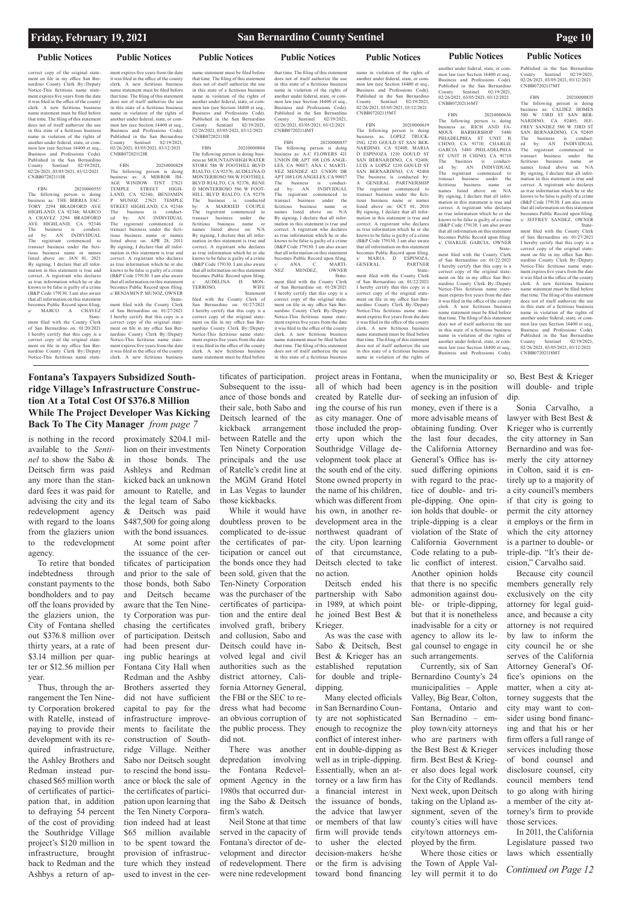## Public Notices

correct copy of the original statement on file in my office San Bernardino County Clerk By:/Deputy Notice-This fictitious name statement expires five years from the date it was filed in the office of the county clerk. A new fictitious business name statement must be filed before that time. The filing of this statement does not of itself authorize the use in this state of a fictitious business name in violation of the rights of another under federal, state, or common law (see Section 14400 et seq., Business and Professions Code). Published in the San Bernardino County Sentinel 02/19/2021, 02/26/2021, 03/05/2021, 03/12/2021 CNBB07202111IR

FBN 20210000555 The following person is doing business as: THE BIRRIA FACTORY 2294 BRADFORD AVE HIGHLAND, CA 92346; MARCO A CHAVEZ 2294 BRADFORD AVE HIGHLAND, CA 92346 The business is conducted by: AN INDIVIDUAL The registrant commenced to transact business under the fictitious business name or names listed above on: JAN 01, 2021 By signing, I declare that all information in this statement is true and correct. A registrant who declares as true information which he or she knows to be false is guilty of a crime (B&P Code 179130. I am also aware that all information on this statement becomes Public Record upon filing. s/ MARCO A CHAVEZ Statement filed with the County Clerk of San Bernardino on: 01/20/2021 I hereby certify that this copy is a correct copy of the original statement on file in my office San Bernardino County Clerk By:/Deputy Notice-This fictitious name statement expires five years from the date it was filed in the office of the county clerk. A new fictitious business name statement must be filed before that time. The filing of this statement does not of itself authorize the use in this state of a fictitious business name in violation of the rights of another under federal, state, or common law (see Section 14400 et seq., Business and Professions Code). Published in the San Bernardino County Sentinel 02/19/2021, 02/26/2021, 03/05/2021, 03/12/2021 CNBB07202112IR

FBN 20210000828 The following person is doing business as: A MIRROR IMAGE WINDOW TINT 27621 TEMPLE STREET HIGHLAND, CA 92346; BENJAMIN P MUNOZ 27621 TEMPLE STREET HIGHLAND, CA 92346 The business is conducted by: AN INDIVIDUAL The registrant commenced to transact business under the fictitious business name or names listed above on: APR 28, 2011 By signing, I declare that all information in this statement is true and correct. A registrant who declares as true information which he or she knows to be false is guilty of a crime (B&P Code 179130. I am also aware that all information on this statement becomes Public Record upon filing. s/ BENJAMIN P. MUNOZ, OWNER Statement filed with the County Clerk of San Bernardino on: 01/27/2021 I hereby certify that this copy is a correct copy of the original statement on file in my office San Bernardino County Clerk By:/Deputy Notice-This fictitious name statement expires five years from the date it was filed in the office of the county clerk. A new fictitious business name statement must be filed before that time. The filing of this statement does not of itself authorize the use in this state of a fictitious business name in violation of the rights of another under federal, state, or common law (see Section 14400 et seq., Business and Professions Code). Published in the San Bernardino County Sentinel 02/19/2021, 02/26/2021, 03/05/2021, 03/12/2021 CNBB07202113IR

FBN 20210000804 The following person is doing business as: MOUNTAIN HIGH WATER STORE 586 W FOOTHILL BLVD RIALTO, CA 92376; AUDELINA D MONTERROSO 586 W FOOTHILL BLVD RIALTO, CA 92376; RENE D MONTERROSO 586 W FOOTHILL BLVD RIALTO, CA 92376 The business is conducted by: A MARRIED COUPLE The registrant commenced to transact business under the fictitious business name or names listed above on: N/A By signing, I declare that all information in this statement is true and correct. A registrant who declares as true information which he or she knows to be false is guilty of a crime (B&P Code 179130. I am also aware that all information on this statement becomes Public Record upon filing. s/ AUDELINA D. MONTERROSO, WIFE Statement filed with the County Clerk of San Bernardino on: 01/27/2021 I hereby certify that this copy is a correct copy of the original statement on file in my office San Bernardino County Clerk By:/Deputy Notice-This fictitious name statement expires five years from the date it was filed in the office of the county clerk. A new fictitious business name statement must be filed before that time. The filing of this statement does not of itself authorize the use in this state of a fictitious business name in violation of the rights of another under federal, state, or common law (see Section 14400 et seq., Business and Professions Code). Published in the San Bernardino County Sentinel 02/19/2021, 02/26/2021, 03/05/2021, 03/12/2021 CNBB07202114MT

FBN 20210000857 The following person is doing business as: A-C FLOWERS 421 UNION DR APT 108 LOS ANGELES, CA 90017; ANA C MARTINEZ MENDEZ 421 UNION DR APT 108 LOS ANGELES, CA 90017 The business is conducted by: AN INDIVIDUAL The registrant commenced to transact business under the fictitious business name or names listed above on: N/A By signing, I declare that all information in this statement is true and correct. A registrant who declares as true information which he or she knows to be false is guilty of a crime (B&P Code 179130. I am also aware that all information on this statement becomes Public Record upon filing. s/ ANA C. MARTINEZ MENDEZ, OWNER Statement filed with the County Clerk of San Bernardino on: 01/28/2021 I hereby certify that this copy is a correct copy of the original statement on file in my office San Bernardino County Clerk By:/Deputy Notice-This fictitious name statement expires five years from the date it was filed in the office of the county clerk. A new fictitious business name statement must be filed before that time. The filing of this statement does not of itself authorize the use in this state of a fictitious business name in violation of the rights of another under federal, state, or common law (see Section 14400 et seq., Business and Professions Code). Published in the San Bernardino County Sentinel 02/19/2021, 02/26/2021, 03/05/2021, 03/12/2021 CNBB07202115MT

FBN 20210000619 The following person is doing business as: LOPEZ TRUCKING 1210 GOULD ST SAN BERNARDINO, CA 92408; MARIA D ESPINOZA 1210 GOULD ST SAN BERNARDINO, CA 92408; LUIS A LOPEZ 1210 GOULD ST SAN BERNARDINO, CA 92408 The business is conducted by: A GENERAL PARTNERSHIP The registrant commenced to transact business under the fictitious business name or names listed above on: OCT 01, 2016 By signing, I declare that all information in this statement is true and correct. A registrant who declares as true information which he or she knows to be false is guilty of a crime (B&P Code 179130. I am also aware that all information on this statement becomes Public Record upon filing. s/ MARIA D ESPINOZA, GENERAL PARTNER Statement filed with the County Clerk of San Bernardino on: 01/22/2021 I hereby certify that this copy is a correct copy of the original statement on file in my office San Bernardino County Clerk By:/Deputy Notice-This fictitious name statement expires five years from the date it was filed in the office of the county clerk. A new fictitious business name statement must be filed before that time. The filing of this statement does not of itself authorize the use in this state of a fictitious business name in violation of the rights of another under federal, state, or common law (see Section 14400 et seq., Business and Professions Code). Published in the San Bernardino County Sentinel 02/19/2021, 02/26/2021, 03/05/2021, 03/12/2021 CNBB07202116MT

FBN 20210000636 The following person is doing business as: RICH AND FAMOUS BARBERSHOP 5480 PHIADELPHIA ST UNIT H CHINO, CA 91710; CHARLIE GARCIA 5480 PHILADELPHIA ST UNIT H CHINO, CA 91710 The business is conducted by: AN INDIVIDUAL The registrant commenced to transact business under the fictitious business name or names listed above on: N/A By signing, I declare that all information in this statement is true and correct. A registrant who declares as true information which he or she knows to be false is guilty of a crime (B&P Code 179130. I am also aware that all information on this statement becomes Public Record upon filing. s/ CHARLIE GARCIA, OWNER Statement filed with the County Clerk of San Bernardino on: 01/22/2021 I hereby certify that this copy is a correct copy of the original statement on file in my office San Bernardino County Clerk By:/Deputy Notice-This fictitious name statement expires five years from the date it was filed in the office of the county clerk. A new fictitious business name statement must be filed before that time. The filing of this statement does not of itself authorize the use in this state of a fictitious business name in violation of the rights of another under federal, state, or common law (see Section 14400 et seq., Business and Professions Code). Published in the San Bernardino County Sentinel 02/19/2021, 02/26/2021, 03/05/2021, 03/12/2021 CNBB07202117MT

FBN 20210000835 The following person is doing business as: CALDEZ HOMES 580 W 33RD ST SAN BERNARDINO, CA 92405; JEFFREY SANDEZ 580 W 33RD ST SAN BERNARDINO, CA 92405 The business is conducted by: AN INDIVIDUAL The registrant commenced to transact business under the fictitious business name or names listed above on: N/A By signing, I declare that all information in this statement is true and correct. A registrant who declares as true information which he or she knows to be false is guilty of a crime (B&P Code 179130. I am also aware that all information on this statement becomes Public Record upon filing. s/ JEFFREY SANDEZ, OWNER Statement filed with the County Clerk of San Bernardino on: 01/27/2021 I hereby certify that this copy is a correct copy of the original statement on file in my office San Bernardino County Clerk By:/Deputy Notice-This fictitious name statement expires five years from the date it was filed in the office of the county clerk. A new fictitious business name statement must be filed before that time. The filing of this statement does not of itself authorize the use in this state of a fictitious business name in violation of the rights of another under federal, state, or common law (see Section 14400 et seq., Business and Professions Code). Published in the San Bernardino County Sentinel 02/19/2021, 02/26/2021, 03/05/2021, 03/12/2021 CNBB07202118MT

## Fontana's Taxpayers Subsidized Southridge Village's Infrastructure Construction At a Total Cost Of $376.8 Million While The Project Developer Was Kicking Back To The City Manager *from page 7*

is nothing in the record available to the *Sentinel* to show the Sabo & Deitsch firm was paid any more than the standard fees it was paid for advising the city and its redevelopment agency with regard to the loans from the glaziers union to the redevelopment agency.

To retire that bonded indebtedness through constant payments to the bondholders and to pay off the loans provided by the glaziers union, the City of Fontana shelled out $376.8 million over thirty years, at a rate of $3.14 million per quarter or $12.56 million per year.

Thus, through the arrangement the Ten Ninety Corporation brokered with Ratelle, instead of paying to provide their development with its required infrastructure, the Ashley Brothers and Redman instead purchased $65 million worth of certificates of participation that, in addition to defraying 54 percent of the cost of providing the Southridge Village project's $120 million in infrastructure, brought back to Redman and the Ashbys a return of approximately $204.1 million on their investments in those bonds. The Ashleys and Redman kicked back an unknown amount to Ratelle, and the legal team of Sabo & Deitsch was paid $487,500 for going along with the bond issuances.

At some point after the issuance of the certificates of participation and prior to the sale of those bonds, both Sabo and Deitsch became aware that the Ten Ninety Corporation was purchasing the certificates of participation. Deitsch had been present during public hearings at Fontana City Hall when Redman and the Ashby Brothers asserted they did not have sufficient capital to pay for the infrastructure improvements to facilitate the construction of Southridge Village. Neither Sabo nor Deitsch sought to rescind the bond issuance or block the sale of the certificates of participation upon learning that the Ten Ninety Corporation indeed had at least $65 million available to be spent toward the provision of infrastructure which they instead used to invest in the certificates of participation. Subsequent to the issuance of those bonds and their sale, both Sabo and Deitsch learned of the kickback arrangement between Ratelle and the Ten Ninety Corporation principals and the use of Ratelle's credit line at the MGM Grand Hotel in Las Vegas to launder those kickbacks.

While it would have doubtless proven to be complicated to de-issue the certificates of participation or cancel out the bonds once they had been sold, given that the Ten-Ninety Corporation was the purchaser of the certificates of participation and the entire deal involved graft, bribery and collusion, Sabo and Deitsch could have involved legal and civil authorities such as the district attorney, California Attorney General, the FBI or the SEC to redress what had become an obvious corruption of the public process. They did not.

There was another depredation involving the Fontana Redevelopment Agency in the 1980s that occurred during the Sabo & Deitsch firm's watch.

Neil Stone at that time served in the capacity of Fontana's director of development and director of redevelopment. There were nine redevelopment project areas in Fontana, all of which had been created by Ratelle during the course of his run as city manager. One of those included the property upon which the Southridge Village development took place at the south end of the city. Stone owned property in the name of his children, which was different from his own, in another redevelopment area in the northwest quadrant of the city. Upon learning of that circumstance, Deitsch elected to take no action.

Deitsch ended his partnership with Sabo in 1989, at which point he joined Best Best & Krieger.

As was the case with Sabo & Deitsch, Best Best & Krieger has an established reputation for double and triple-dipping.

Many elected officials in San Bernardino County are not sophisticated enough to recognize the conflict of interest inherent in double-dipping as well as in triple-dipping. Essentially, when an attorney or a law firm has a financial interest in the issuance of bonds, the advice that lawyer or members of that law firm will provide tends to usher the elected decision-makers he/she or the firm is advising toward bond financing when the municipality or agency is in the position of seeking an infusion of money, even if there is a more advisable means of obtaining funding. Over the last four decades, the California Attorney General's Office has issued differing opinions with regard to the practice of double- and triple-dipping. One opinion holds that double- or triple-dipping is a clear violation of the State of California Government Code relating to a public conflict of interest. Another opinion holds that there is no specific admonition against double- or triple-dipping, but that it is nonetheless inadvisable for a city or agency to allow its legal counsel to engage in such arrangements.

Currently, six of San Bernardino County's 24 municipalities – Apple Valley, Big Bear, Colton, Fontana, Ontario and San Bernadino – employ town/city attorneys who are partners with the Best Best & Krieger firm. Best Best & Krieger also does legal work for the City of Redlands. Next week, upon Deitsch taking on the Upland assignment, seven of the county's cities will have city/town attorneys employed by the firm.

Where those cities or the Town of Apple Valley will permit it to do so, Best Best & Krieger will double- and triple dip.

Sonia Carvalho, a lawyer with Best Best & Krieger who is currently the city attorney in San Bernardino and was formerly the city attorney in Colton, said it is entirely up to a majority of a city council's members if that city is going to permit the city attorney it employs or the firm in which the city attorney is a partner to double- or triple-dip. "It's their decision," Carvalho said.

Because city council members generally rely exclusively on the city attorney for legal guidance, and because a city attorney is not required by law to inform the city council he or she serves of the California Attorney General's Office's opinions on the matter, when a city attorney suggests that the city may want to consider using bond financing and that his or her firm offers a full range of services including those of bond counsel and disclosure counsel, city council members tend to go along with hiring a member of the city attorney's firm to provide those services.

In 2011, the California Legislature passed two laws which essentially

*Continued on Page 12*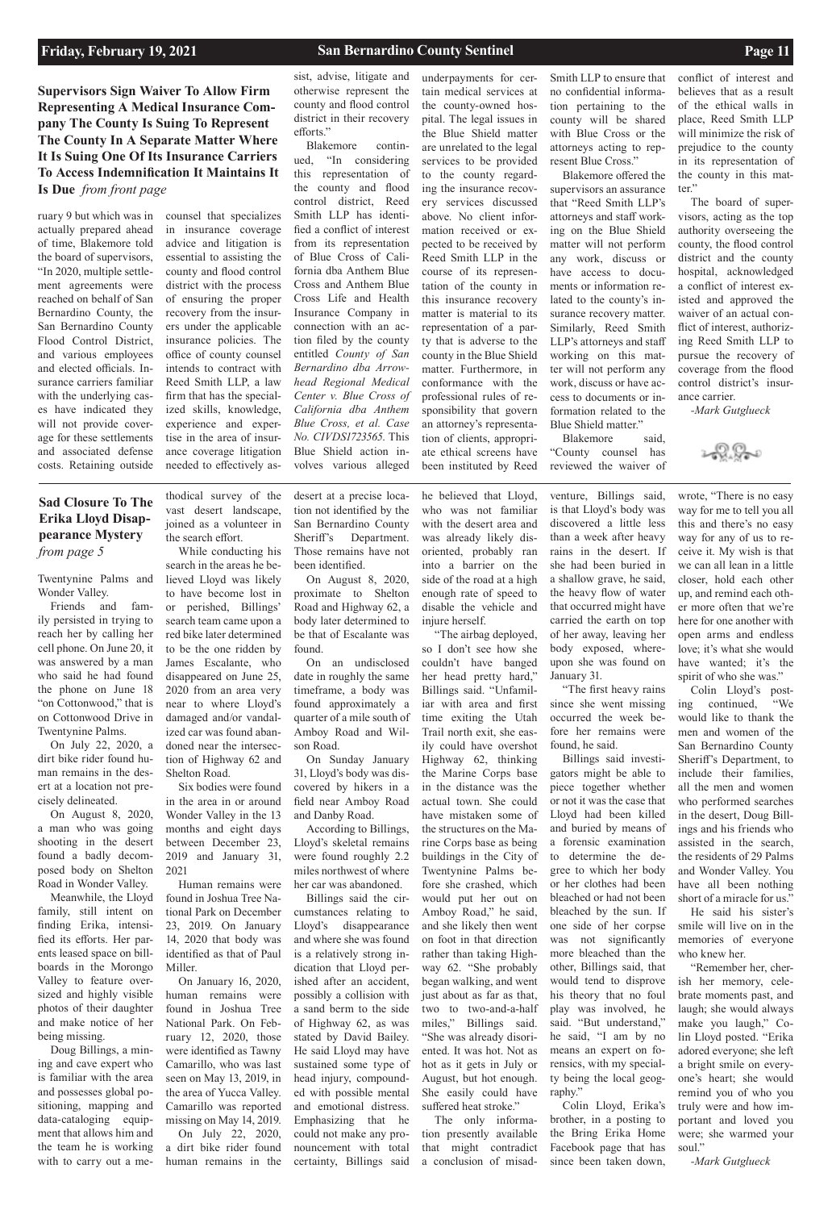## Supervisors Sign Waiver To Allow Firm Representing A Medical Insurance Company The County Is Suing To Represent The County In A Separate Matter Where It Is Suing One Of Its Insurance Carriers To Access Indemnification It Maintains It Is Due *from front page*

ruary 9 but which was in actually prepared ahead of time, Blakemore told the board of supervisors, "In 2020, multiple settlement agreements were reached on behalf of San Bernardino County, the San Bernardino County Flood Control District, and various employees and elected officials. Insurance carriers familiar with the underlying cases have indicated they will not provide coverage for these settlements and associated defense costs. Retaining outside counsel that specializes in insurance coverage advice and litigation is essential to assisting the county and flood control district with the process of ensuring the proper recovery from the insurers under the applicable insurance policies. The office of county counsel intends to contract with Reed Smith LLP, a law firm that has the specialized skills, knowledge, experience and expertise in the area of insurance coverage litigation needed to effectively assist, advise, litigate and otherwise represent the county and flood control district in their recovery efforts."

Blakemore continued, "In considering this representation of the county and flood control district, Reed Smith LLP has identified a conflict of interest from its representation of Blue Cross of California dba Anthem Blue Cross and Anthem Blue Cross Life and Health Insurance Company in connection with an action filed by the county entitled *County of San Bernardino dba Arrowhead Regional Medical Center v. Blue Cross of California dba Anthem Blue Cross, et al. Case No. CIVDS1723565*. This Blue Shield action involves various alleged underpayments for certain medical services at the county-owned hospital. The legal issues in the Blue Shield matter are unrelated to the legal services to be provided to the county regarding the insurance recovery services discussed above. No client information received or expected to be received by Reed Smith LLP in the course of its representation of the county in this insurance recovery matter is material to its representation of a party that is adverse to the county in the Blue Shield matter. Furthermore, in conformance with the professional rules of responsibility that govern an attorney's representation of clients, appropriate ethical screens have been instituted by Reed Smith LLP to ensure that no confidential information pertaining to the county will be shared with Blue Cross or the attorneys acting to represent Blue Cross."

Blakemore offered the supervisors an assurance that "Reed Smith LLP's attorneys and staff working on the Blue Shield matter will not perform any work, discuss or have access to documents or information related to the county's insurance recovery matter. Similarly, Reed Smith LLP's attorneys and staff working on this matter will not perform any work, discuss or have access to documents or information related to the Blue Shield matter."

Blakemore said, "County counsel has reviewed the waiver of conflict of interest and believes that as a result of the ethical walls in place, Reed Smith LLP will minimize the risk of prejudice to the county in its representation of the county in this matter."

The board of supervisors, acting as the top authority overseeing the county, the flood control district and the county hospital, acknowledged a conflict of interest existed and approved the waiver of an actual conflict of interest, authorizing Reed Smith LLP to pursue the recovery of coverage from the flood control district's insurance carrier.

*-Mark Gutglueck*

## Sad Closure To The Erika Lloyd Disappearance Mystery *from page 5*

Twentynine Palms and Wonder Valley.

Friends and family persisted in trying to reach her by calling her cell phone. On June 20, it was answered by a man who said he had found the phone on June 18 "on Cottonwood," that is on Cottonwood Drive in Twentynine Palms.

On July 22, 2020, a dirt bike rider found human remains in the desert at a location not precisely delineated.

On August 8, 2020, a man who was going shooting in the desert found a badly decomposed body on Shelton Road in Wonder Valley.

Meanwhile, the Lloyd family, still intent on finding Erika, intensified its efforts. Her parents leased space on billboards in the Morongo Valley to feature oversized and highly visible photos of their daughter and make notice of her being missing.

Doug Billings, a mining and cave expert who is familiar with the area and possesses global positioning, mapping and data-cataloging equipment that allows him and the team he is working with to carry out a methodical survey of the vast desert landscape, joined as a volunteer in the search effort.

While conducting his search in the areas he believed Lloyd was likely to have become lost in or perished, Billings' search team came upon a red bike later determined to be the one ridden by James Escalante, who disappeared on June 25, 2020 from an area very near to where Lloyd's damaged and/or vandalized car was found abandoned near the intersection of Highway 62 and Shelton Road.

Six bodies were found in the area in or around Wonder Valley in the 13 months and eight days between December 23, 2019 and January 31, 2021

Human remains were found in Joshua Tree National Park on December 23, 2019. On January 14, 2020 that body was identified as that of Paul Miller.

On January 16, 2020, human remains were found in Joshua Tree National Park. On February 12, 2020, those were identified as Tawny Camarillo, who was last seen on May 13, 2019, in the area of Yucca Valley. Camarillo was reported missing on May 14, 2019.

On July 22, 2020, a dirt bike rider found human remains in the desert at a precise location not identified by the San Bernardino County Sheriff's Department. Those remains have not been identified.

On August 8, 2020, proximate to Shelton Road and Highway 62, a body later determined to be that of Escalante was found.

On an undisclosed date in roughly the same timeframe, a body was found approximately a quarter of a mile south of Amboy Road and Wilson Road.

On Sunday January 31, Lloyd's body was discovered by hikers in a field near Amboy Road and Danby Road.

According to Billings, Lloyd's skeletal remains were found roughly 2.2 miles northwest of where her car was abandoned.

Billings said the circumstances relating to Lloyd's disappearance and where she was found is a relatively strong indication that Lloyd perished after an accident, possibly a collision with a sand berm to the side of Highway 62, as was stated by David Bailey. He said Lloyd may have sustained some type of head injury, compounded with possible mental and emotional distress. Emphasizing that he could not make any pronouncement with total certainty, Billings said he believed that Lloyd, who was not familiar with the desert area and was already likely disoriented, probably ran into a barrier on the side of the road at a high enough rate of speed to disable the vehicle and injure herself.

"The airbag deployed, so I don't see how she couldn't have banged her head pretty hard," Billings said. "Unfamiliar with area and first time exiting the Utah Trail north exit, she easily could have overshot Highway 62, thinking the Marine Corps base in the distance was the actual town. She could have mistaken some of the structures on the Marine Corps base as being buildings in the City of Twentynine Palms before she crashed, which would put her out on Amboy Road," he said, and she likely then went on foot in that direction rather than taking Highway 62. "She probably began walking, and went just about as far as that, two to two-and-a-half miles," Billings said. "She was already disoriented. It was hot. Not as hot as it gets in July or August, but hot enough. She easily could have suffered heat stroke."

The only information presently available that might contradict a conclusion of misadventure, Billings said, is that Lloyd's body was discovered a little less than a week after heavy rains in the desert. If she had been buried in a shallow grave, he said, the heavy flow of water that occurred might have carried the earth on top of her away, leaving her body exposed, whereupon she was found on January 31.

"The first heavy rains since she went missing occurred the week before her remains were found, he said.

Billings said investigators might be able to piece together whether or not it was the case that Lloyd had been killed and buried by means of a forensic examination to determine the degree to which her body or her clothes had been bleached or had not been bleached by the sun. If one side of her corpse was not significantly more bleached than the other, Billings said, that would tend to disprove his theory that no foul play was involved, he said. "But understand," he said, "I am by no means an expert on forensics, with my specialty being the local geography."

Colin Lloyd, Erika's brother, in a posting to the Bring Erika Home Facebook page that has since been taken down, wrote, "There is no easy way for me to tell you all this and there's no easy way for any of us to receive it. My wish is that we can all lean in a little closer, hold each other up, and remind each other more often that we're here for one another with open arms and endless love; it's what she would have wanted; it's the spirit of who she was."

Colin Lloyd's posting continued, "We would like to thank the men and women of the San Bernardino County Sheriff's Department, to include their families, all the men and women who performed searches in the desert, Doug Billings and his friends who assisted in the search, the residents of 29 Palms and Wonder Valley. You have all been nothing short of a miracle for us."

He said his sister's smile will live on in the memories of everyone who knew her.

"Remember her, cherish her memory, celebrate moments past, and laugh; she would always make you laugh," Colin Lloyd posted. "Erika adored everyone; she left a bright smile on everyone's heart; she would remind you of who you truly were and how important and loved you were; she warmed your soul."

*-Mark Gutglueck*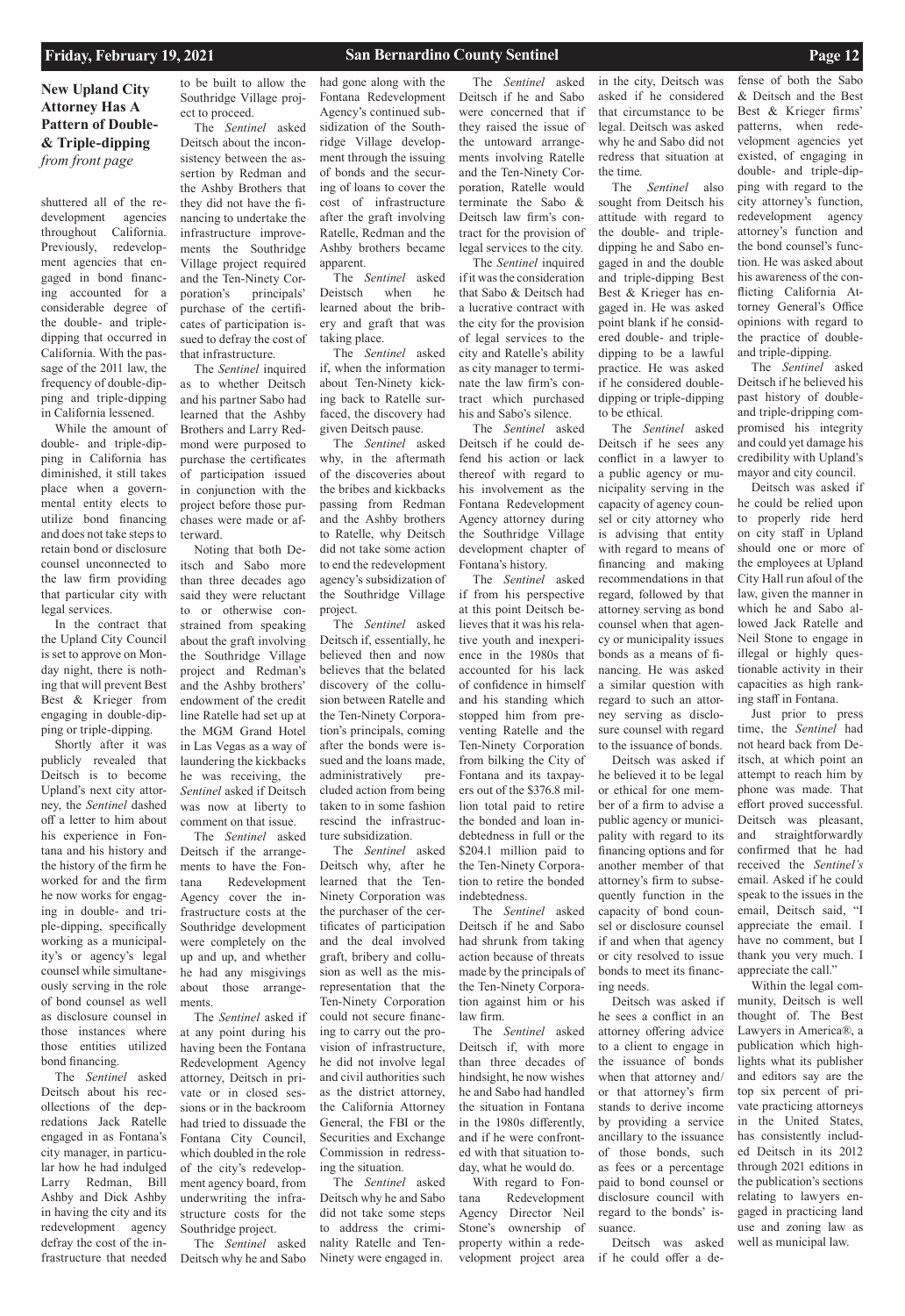## New Upland City Attorney Has A Pattern of Double- & Triple-dipping
*from front page*

shuttered all of the redevelopment agencies throughout California. Previously, redevelopment agencies that engaged in bond financing accounted for a considerable degree of the double- and triple-dipping that occurred in California. With the passage of the 2011 law, the frequency of double-dipping and triple-dipping in California lessened.

While the amount of double- and triple-dipping in California has diminished, it still takes place when a governmental entity elects to utilize bond financing and does not take steps to retain bond or disclosure counsel unconnected to the law firm providing that particular city with legal services.

In the contract that the Upland City Council is set to approve on Monday night, there is nothing that will prevent Best Best & Krieger from engaging in double-dipping or triple-dipping.

Shortly after it was publicly revealed that Deitsch is to become Upland's next city attorney, the *Sentinel* dashed off a letter to him about his experience in Fontana and his history and the history of the firm he worked for and the firm he now works for engaging in double- and triple-dipping, specifically working as a municipality's or agency's legal counsel while simultaneously serving in the role of bond counsel as well as disclosure counsel in those instances where those entities utilized bond financing.

The *Sentinel* asked Deitsch about his recollections of the depredations Jack Ratelle engaged in as Fontana's city manager, in particular how he had indulged Larry Redman, Bill Ashby and Dick Ashby in having the city and its redevelopment agency defray the cost of the infrastructure that needed to be built to allow the Southridge Village project to proceed.

The *Sentinel* asked Deitsch about the inconsistency between the assertion by Redman and the Ashby Brothers that they did not have the financing to undertake the infrastructure improvements the Southridge Village project required and the Ten-Ninety Corporation's principals' purchase of the certificates of participation issued to defray the cost of that infrastructure.

The *Sentinel* inquired as to whether Deitsch and his partner Sabo had learned that the Ashby Brothers and Larry Redmond were purposed to purchase the certificates of participation issued in conjunction with the project before those purchases were made or afterward.

Noting that both Deitsch and Sabo more than three decades ago said they were reluctant to or otherwise constrained from speaking about the graft involving the Southridge Village project and Redman's and the Ashby brothers' endowment of the credit line Ratelle had set up at the MGM Grand Hotel in Las Vegas as a way of laundering the kickbacks he was receiving, the *Sentinel* asked if Deitsch was now at liberty to comment on that issue.

The *Sentinel* asked Deitsch if the arrangements to have the Fontana Redevelopment Agency cover the infrastructure costs at the Southridge development were completely on the up and up, and whether he had any misgivings about those arrangements.

The *Sentinel* asked if at any point during his having been the Fontana Redevelopment Agency attorney, Deitsch in private or in closed sessions or in the backroom had tried to dissuade the Fontana City Council, which doubled in the role of the city's redevelopment agency board, from underwriting the infrastructure costs for the Southridge project.

The *Sentinel* asked Deitsch why he and Sabo had gone along with the Fontana Redevelopment Agency's continued subsidization of the Southridge Village development through the issuing of bonds and the securing of loans to cover the cost of infrastructure after the graft involving Ratelle, Redman and the Ashby brothers became apparent.

The *Sentinel* asked Deistsch when he learned about the bribery and graft that was taking place.

The *Sentinel* asked if, when the information about Ten-Ninety kicking back to Ratelle surfaced, the discovery had given Deitsch pause.

The *Sentinel* asked why, in the aftermath of the discoveries about the bribes and kickbacks passing from Redman and the Ashby brothers to Ratelle, why Deitsch did not take some action to end the redevelopment agency's subsidization of the Southridge Village project.

The *Sentinel* asked Deitsch if, essentially, he believed then and now believes that the belated discovery of the collusion between Ratelle and the Ten-Ninety Corporation's principals, coming after the bonds were issued and the loans made, administratively precluded action from being taken to in some fashion rescind the infrastructure subsidization.

The *Sentinel* asked Deitsch why, after he learned that the Ten-Ninety Corporation was the purchaser of the certificates of participation and the deal involved graft, bribery and collusion as well as the misrepresentation that the Ten-Ninety Corporation could not secure financing to carry out the provision of infrastructure, he did not involve legal and civil authorities such as the district attorney, the California Attorney General, the FBI or the Securities and Exchange Commission in redressing the situation.

The *Sentinel* asked Deitsch why he and Sabo did not take some steps to address the criminality Ratelle and Ten-Ninety were engaged in.

The *Sentinel* asked Deitsch if he and Sabo were concerned that if they raised the issue of the untoward arrangements involving Ratelle and the Ten-Ninety Corporation, Ratelle would terminate the Sabo & Deitsch law firm's contract for the provision of legal services to the city.

The *Sentinel* inquired if it was the consideration that Sabo & Deitsch had a lucrative contract with the city for the provision of legal services to the city and Ratelle's ability as city manager to terminate the law firm's contract which purchased his and Sabo's silence.

The *Sentinel* asked Deitsch if he could defend his action or lack thereof with regard to his involvement as the Fontana Redevelopment Agency attorney during the Southridge Village development chapter of Fontana's history.

The *Sentinel* asked if from his perspective at this point Deitsch believes that it was his relative youth and inexperience in the 1980s that accounted for his lack of confidence in himself and his standing which stopped him from preventing Ratelle and the Ten-Ninety Corporation from bilking the City of Fontana and its taxpayers out of the $376.8 million total paid to retire the bonded and loan indebtedness in full or the $204.1 million paid to the Ten-Ninety Corporation to retire the bonded indebtedness.

The *Sentinel* asked Deitsch if he and Sabo had shrunk from taking action because of threats made by the principals of the Ten-Ninety Corporation against him or his law firm.

The *Sentinel* asked Deitsch if, with more than three decades of hindsight, he now wishes he and Sabo had handled the situation in Fontana in the 1980s differently, and if he were confronted with that situation today, what he would do.

With regard to Fontana Redevelopment Agency Director Neil Stone's ownership of property within a redevelopment project area in the city, Deitsch was asked if he considered that circumstance to be legal. Deitsch was asked why he and Sabo did not redress that situation at the time.

The *Sentinel* also sought from Deitsch his attitude with regard to the double- and triple-dipping he and Sabo engaged in and the double and triple-dipping Best Best & Krieger has engaged in. He was asked point blank if he considered double- and triple-dipping to be a lawful practice. He was asked if he considered double-dipping or triple-dipping to be ethical.

The *Sentinel* asked Deitsch if he sees any conflict in a lawyer to a public agency or municipality serving in the capacity of agency counsel or city attorney who is advising that entity with regard to means of financing and making recommendations in that regard, followed by that attorney serving as bond counsel when that agency or municipality issues bonds as a means of financing. He was asked a similar question with regard to such an attorney serving as disclosure counsel with regard to the issuance of bonds.

Deitsch was asked if he believed it to be legal or ethical for one member of a firm to advise a public agency or municipality with regard to its financing options and for another member of that attorney's firm to subsequently function in the capacity of bond counsel or disclosure counsel if and when that agency or city resolved to issue bonds to meet its financing needs.

Deitsch was asked if he sees a conflict in an attorney offering advice to a client to engage in the issuance of bonds when that attorney and/or that attorney's firm stands to derive income by providing a service ancillary to the issuance of those bonds, such as fees or a percentage paid to bond counsel or disclosure council with regard to the bonds' issuance.

Deitsch was asked if he could offer a defense of both the Sabo & Deitsch and the Best Best & Krieger firms' patterns, when redevelopment agencies yet existed, of engaging in double- and triple-dipping with regard to the city attorney's function, redevelopment agency attorney's function and the bond counsel's function. He was asked about his awareness of the conflicting California Attorney General's Office opinions with regard to the practice of double- and triple-dipping.

The *Sentinel* asked Deitsch if he believed his past history of double- and triple-dripping compromised his integrity and could yet damage his credibility with Upland's mayor and city council.

Deitsch was asked if he could be relied upon to properly ride herd on city staff in Upland should one or more of the employees at Upland City Hall run afoul of the law, given the manner in which he and Sabo allowed Jack Ratelle and Neil Stone to engage in illegal or highly questionable activity in their capacities as high ranking staff in Fontana.

Just prior to press time, the *Sentinel* had not heard back from Deitsch, at which point an attempt to reach him by phone was made. That effort proved successful. Deitsch was pleasant, and straightforwardly confirmed that he had received the *Sentinel's* email. Asked if he could speak to the issues in the email, Deitsch said, "I appreciate the email. I have no comment, but I thank you very much. I appreciate the call."

Within the legal community, Deitsch is well thought of. The Best Lawyers in America®, a publication which highlights what its publisher and editors say are the top six percent of private practicing attorneys in the United States, has consistently included Deitsch in its 2012 through 2021 editions in the publication's sections relating to lawyers engaged in practicing land use and zoning law as well as municipal law.